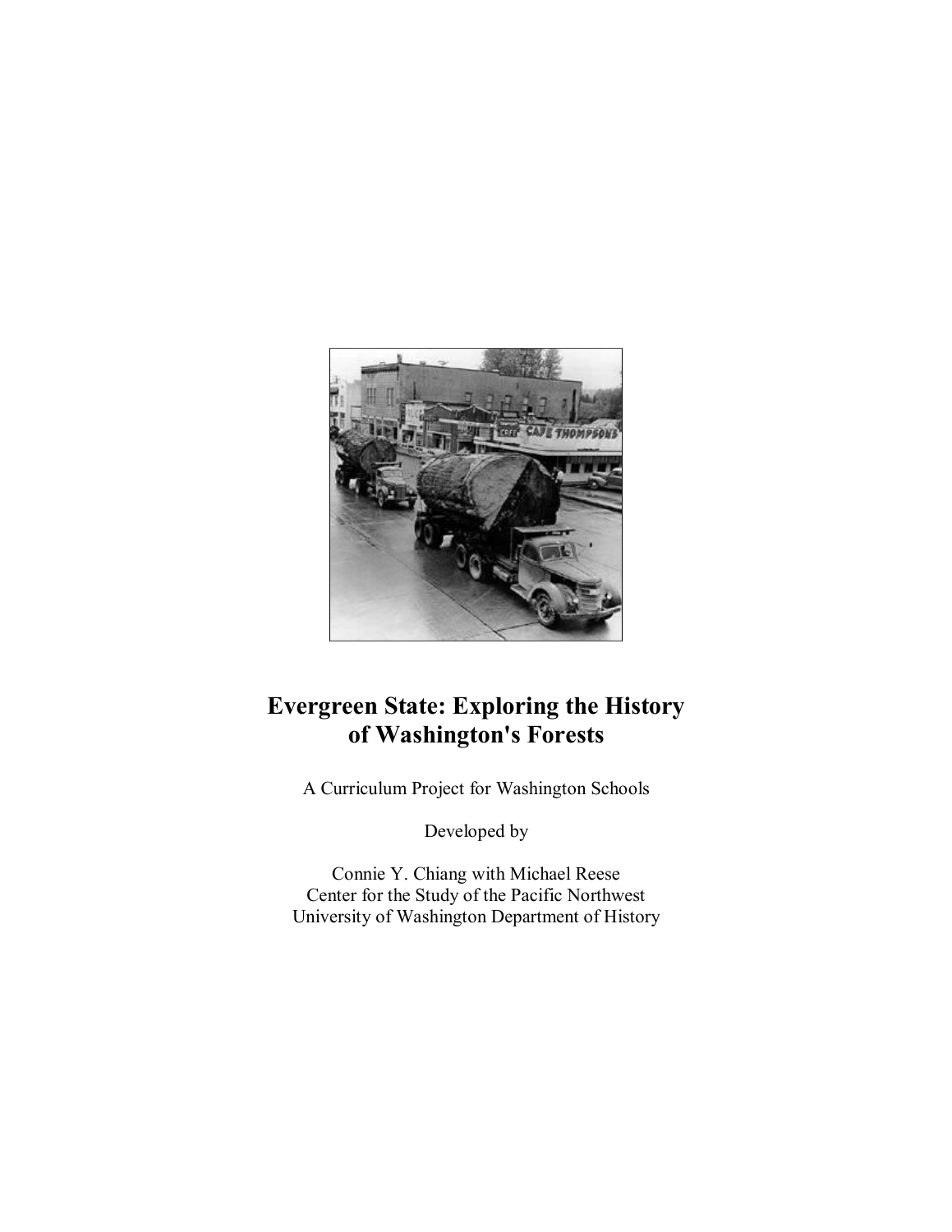# Evergreen State: Exploring the History of Washington's Forests

A Curriculum Project for Washington Schools

Developed by

Connie Y. Chiang with Michael Reese
Center for the Study of the Pacific Northwest
University of Washington Department of History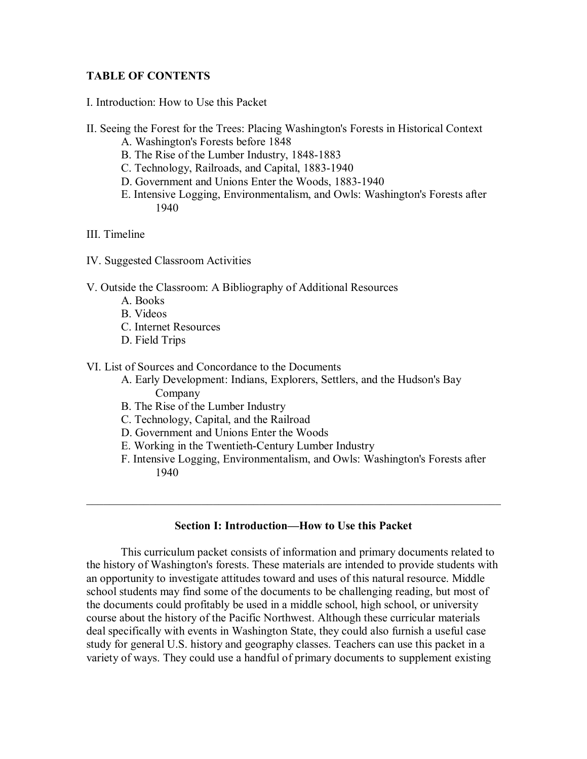**TABLE OF CONTENTS**

I. Introduction: How to Use this Packet

II. Seeing the Forest for the Trees: Placing Washington's Forests in Historical Context
- A. Washington's Forests before 1848
- B. The Rise of the Lumber Industry, 1848-1883
- C. Technology, Railroads, and Capital, 1883-1940
- D. Government and Unions Enter the Woods, 1883-1940
- E. Intensive Logging, Environmentalism, and Owls: Washington's Forests after 1940

III. Timeline

IV. Suggested Classroom Activities

V. Outside the Classroom: A Bibliography of Additional Resources
- A. Books
- B. Videos
- C. Internet Resources
- D. Field Trips

VI. List of Sources and Concordance to the Documents
- A. Early Development: Indians, Explorers, Settlers, and the Hudson's Bay Company
- B. The Rise of the Lumber Industry
- C. Technology, Capital, and the Railroad
- D. Government and Unions Enter the Woods
- E. Working in the Twentieth-Century Lumber Industry
- F. Intensive Logging, Environmentalism, and Owls: Washington's Forests after 1940

---

## Section I: Introduction—How to Use this Packet

This curriculum packet consists of information and primary documents related to the history of Washington's forests. These materials are intended to provide students with an opportunity to investigate attitudes toward and uses of this natural resource. Middle school students may find some of the documents to be challenging reading, but most of the documents could profitably be used in a middle school, high school, or university course about the history of the Pacific Northwest. Although these curricular materials deal specifically with events in Washington State, they could also furnish a useful case study for general U.S. history and geography classes. Teachers can use this packet in a variety of ways. They could use a handful of primary documents to supplement existing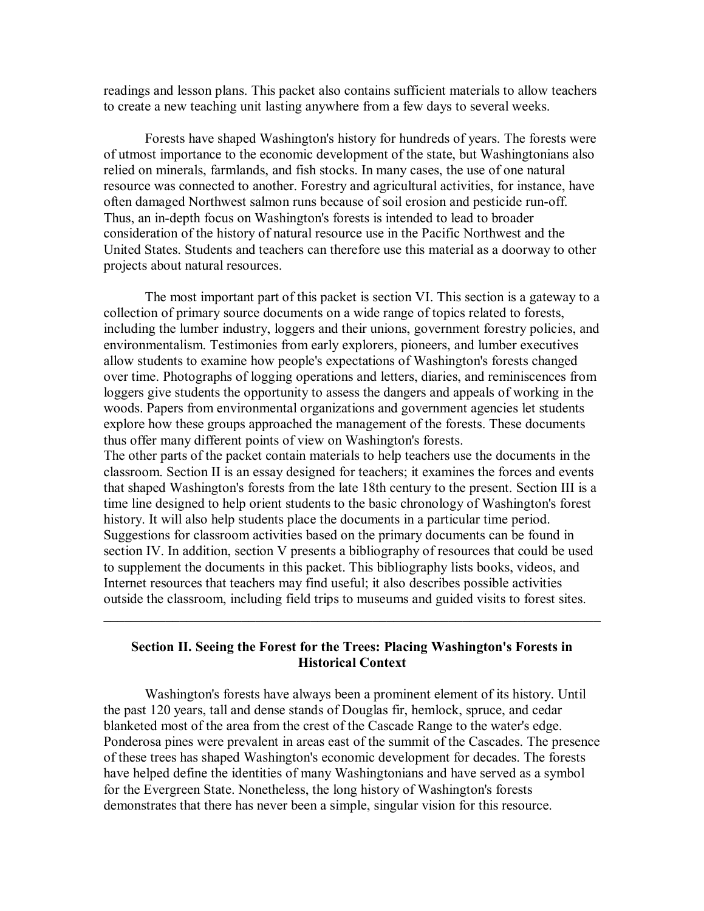readings and lesson plans. This packet also contains sufficient materials to allow teachers to create a new teaching unit lasting anywhere from a few days to several weeks.

Forests have shaped Washington's history for hundreds of years. The forests were of utmost importance to the economic development of the state, but Washingtonians also relied on minerals, farmlands, and fish stocks. In many cases, the use of one natural resource was connected to another. Forestry and agricultural activities, for instance, have often damaged Northwest salmon runs because of soil erosion and pesticide run-off. Thus, an in-depth focus on Washington's forests is intended to lead to broader consideration of the history of natural resource use in the Pacific Northwest and the United States. Students and teachers can therefore use this material as a doorway to other projects about natural resources.

The most important part of this packet is section VI. This section is a gateway to a collection of primary source documents on a wide range of topics related to forests, including the lumber industry, loggers and their unions, government forestry policies, and environmentalism. Testimonies from early explorers, pioneers, and lumber executives allow students to examine how people's expectations of Washington's forests changed over time. Photographs of logging operations and letters, diaries, and reminiscences from loggers give students the opportunity to assess the dangers and appeals of working in the woods. Papers from environmental organizations and government agencies let students explore how these groups approached the management of the forests. These documents thus offer many different points of view on Washington's forests.

The other parts of the packet contain materials to help teachers use the documents in the classroom. Section II is an essay designed for teachers; it examines the forces and events that shaped Washington's forests from the late 18th century to the present. Section III is a time line designed to help orient students to the basic chronology of Washington's forest history. It will also help students place the documents in a particular time period. Suggestions for classroom activities based on the primary documents can be found in section IV. In addition, section V presents a bibliography of resources that could be used to supplement the documents in this packet. This bibliography lists books, videos, and Internet resources that teachers may find useful; it also describes possible activities outside the classroom, including field trips to museums and guided visits to forest sites.

---

## Section II. Seeing the Forest for the Trees: Placing Washington's Forests in Historical Context

Washington's forests have always been a prominent element of its history. Until the past 120 years, tall and dense stands of Douglas fir, hemlock, spruce, and cedar blanketed most of the area from the crest of the Cascade Range to the water's edge. Ponderosa pines were prevalent in areas east of the summit of the Cascades. The presence of these trees has shaped Washington's economic development for decades. The forests have helped define the identities of many Washingtonians and have served as a symbol for the Evergreen State. Nonetheless, the long history of Washington's forests demonstrates that there has never been a simple, singular vision for this resource.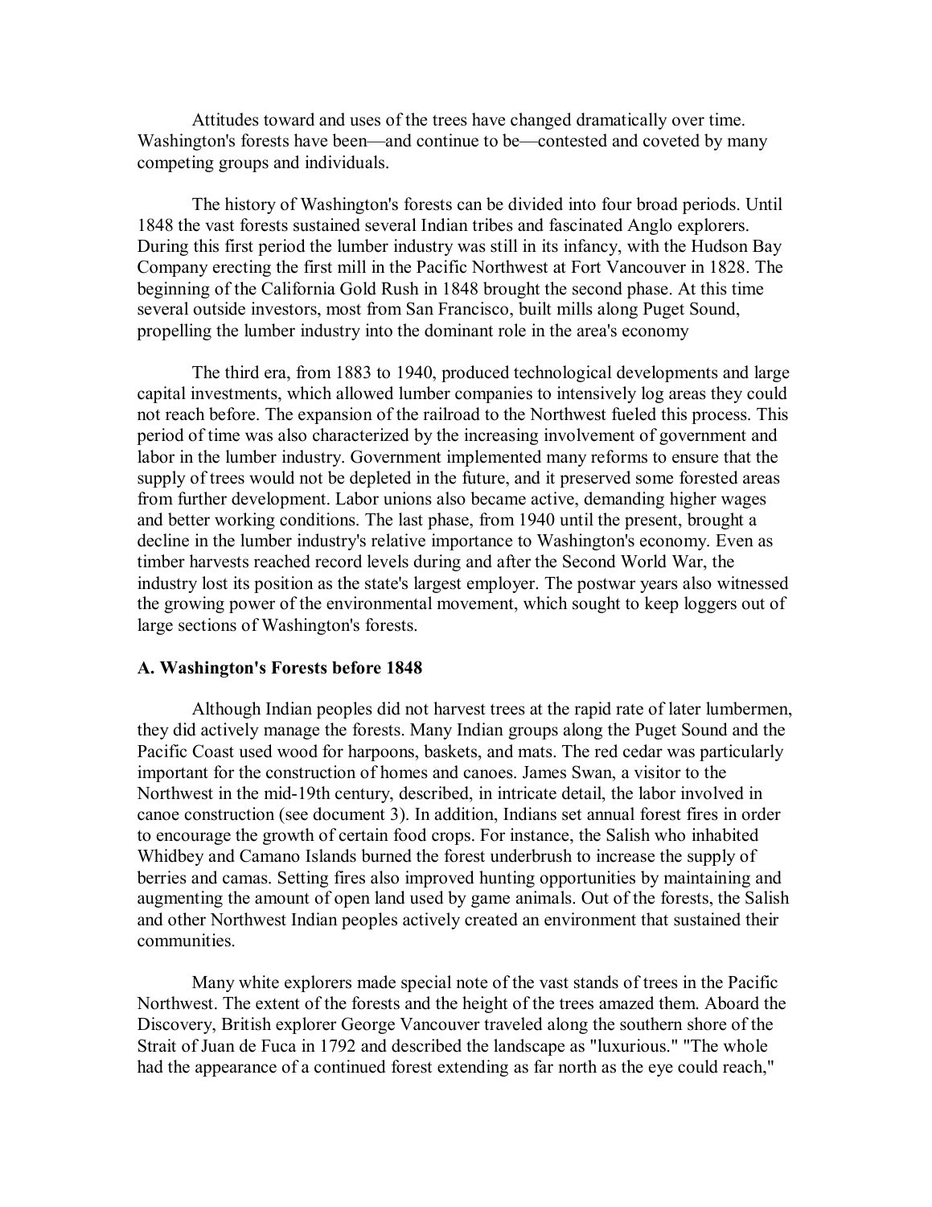Attitudes toward and uses of the trees have changed dramatically over time. Washington's forests have been—and continue to be—contested and coveted by many competing groups and individuals.

The history of Washington's forests can be divided into four broad periods. Until 1848 the vast forests sustained several Indian tribes and fascinated Anglo explorers. During this first period the lumber industry was still in its infancy, with the Hudson Bay Company erecting the first mill in the Pacific Northwest at Fort Vancouver in 1828. The beginning of the California Gold Rush in 1848 brought the second phase. At this time several outside investors, most from San Francisco, built mills along Puget Sound, propelling the lumber industry into the dominant role in the area's economy

The third era, from 1883 to 1940, produced technological developments and large capital investments, which allowed lumber companies to intensively log areas they could not reach before. The expansion of the railroad to the Northwest fueled this process. This period of time was also characterized by the increasing involvement of government and labor in the lumber industry. Government implemented many reforms to ensure that the supply of trees would not be depleted in the future, and it preserved some forested areas from further development. Labor unions also became active, demanding higher wages and better working conditions. The last phase, from 1940 until the present, brought a decline in the lumber industry's relative importance to Washington's economy. Even as timber harvests reached record levels during and after the Second World War, the industry lost its position as the state's largest employer. The postwar years also witnessed the growing power of the environmental movement, which sought to keep loggers out of large sections of Washington's forests.

### A. Washington's Forests before 1848

Although Indian peoples did not harvest trees at the rapid rate of later lumbermen, they did actively manage the forests. Many Indian groups along the Puget Sound and the Pacific Coast used wood for harpoons, baskets, and mats. The red cedar was particularly important for the construction of homes and canoes. James Swan, a visitor to the Northwest in the mid-19th century, described, in intricate detail, the labor involved in canoe construction (see document 3). In addition, Indians set annual forest fires in order to encourage the growth of certain food crops. For instance, the Salish who inhabited Whidbey and Camano Islands burned the forest underbrush to increase the supply of berries and camas. Setting fires also improved hunting opportunities by maintaining and augmenting the amount of open land used by game animals. Out of the forests, the Salish and other Northwest Indian peoples actively created an environment that sustained their communities.

Many white explorers made special note of the vast stands of trees in the Pacific Northwest. The extent of the forests and the height of the trees amazed them. Aboard the Discovery, British explorer George Vancouver traveled along the southern shore of the Strait of Juan de Fuca in 1792 and described the landscape as "luxurious." "The whole had the appearance of a continued forest extending as far north as the eye could reach,"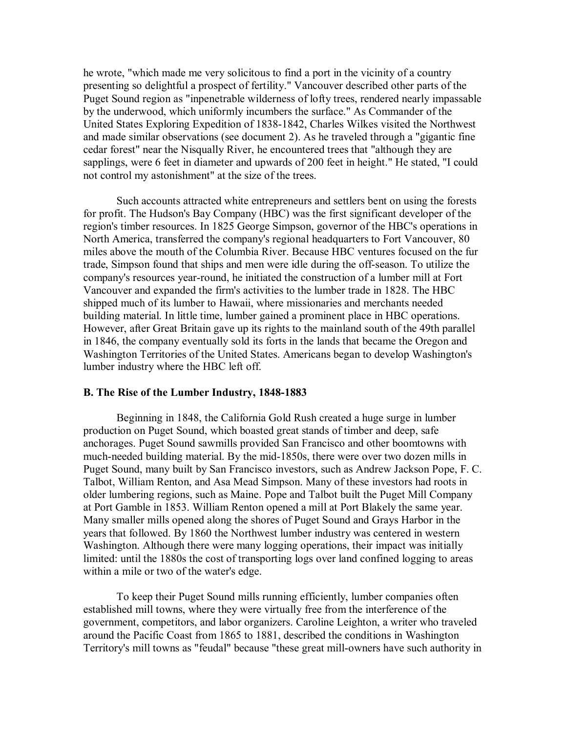he wrote, "which made me very solicitous to find a port in the vicinity of a country presenting so delightful a prospect of fertility." Vancouver described other parts of the Puget Sound region as "inpenetrable wilderness of lofty trees, rendered nearly impassable by the underwood, which uniformly incumbers the surface." As Commander of the United States Exploring Expedition of 1838-1842, Charles Wilkes visited the Northwest and made similar observations (see document 2). As he traveled through a "gigantic fine cedar forest" near the Nisqually River, he encountered trees that "although they are sapplings, were 6 feet in diameter and upwards of 200 feet in height." He stated, "I could not control my astonishment" at the size of the trees.

Such accounts attracted white entrepreneurs and settlers bent on using the forests for profit. The Hudson's Bay Company (HBC) was the first significant developer of the region's timber resources. In 1825 George Simpson, governor of the HBC's operations in North America, transferred the company's regional headquarters to Fort Vancouver, 80 miles above the mouth of the Columbia River. Because HBC ventures focused on the fur trade, Simpson found that ships and men were idle during the off-season. To utilize the company's resources year-round, he initiated the construction of a lumber mill at Fort Vancouver and expanded the firm's activities to the lumber trade in 1828. The HBC shipped much of its lumber to Hawaii, where missionaries and merchants needed building material. In little time, lumber gained a prominent place in HBC operations. However, after Great Britain gave up its rights to the mainland south of the 49th parallel in 1846, the company eventually sold its forts in the lands that became the Oregon and Washington Territories of the United States. Americans began to develop Washington's lumber industry where the HBC left off.

### B. The Rise of the Lumber Industry, 1848-1883

Beginning in 1848, the California Gold Rush created a huge surge in lumber production on Puget Sound, which boasted great stands of timber and deep, safe anchorages. Puget Sound sawmills provided San Francisco and other boomtowns with much-needed building material. By the mid-1850s, there were over two dozen mills in Puget Sound, many built by San Francisco investors, such as Andrew Jackson Pope, F. C. Talbot, William Renton, and Asa Mead Simpson. Many of these investors had roots in older lumbering regions, such as Maine. Pope and Talbot built the Puget Mill Company at Port Gamble in 1853. William Renton opened a mill at Port Blakely the same year. Many smaller mills opened along the shores of Puget Sound and Grays Harbor in the years that followed. By 1860 the Northwest lumber industry was centered in western Washington. Although there were many logging operations, their impact was initially limited: until the 1880s the cost of transporting logs over land confined logging to areas within a mile or two of the water's edge.

To keep their Puget Sound mills running efficiently, lumber companies often established mill towns, where they were virtually free from the interference of the government, competitors, and labor organizers. Caroline Leighton, a writer who traveled around the Pacific Coast from 1865 to 1881, described the conditions in Washington Territory's mill towns as "feudal" because "these great mill-owners have such authority in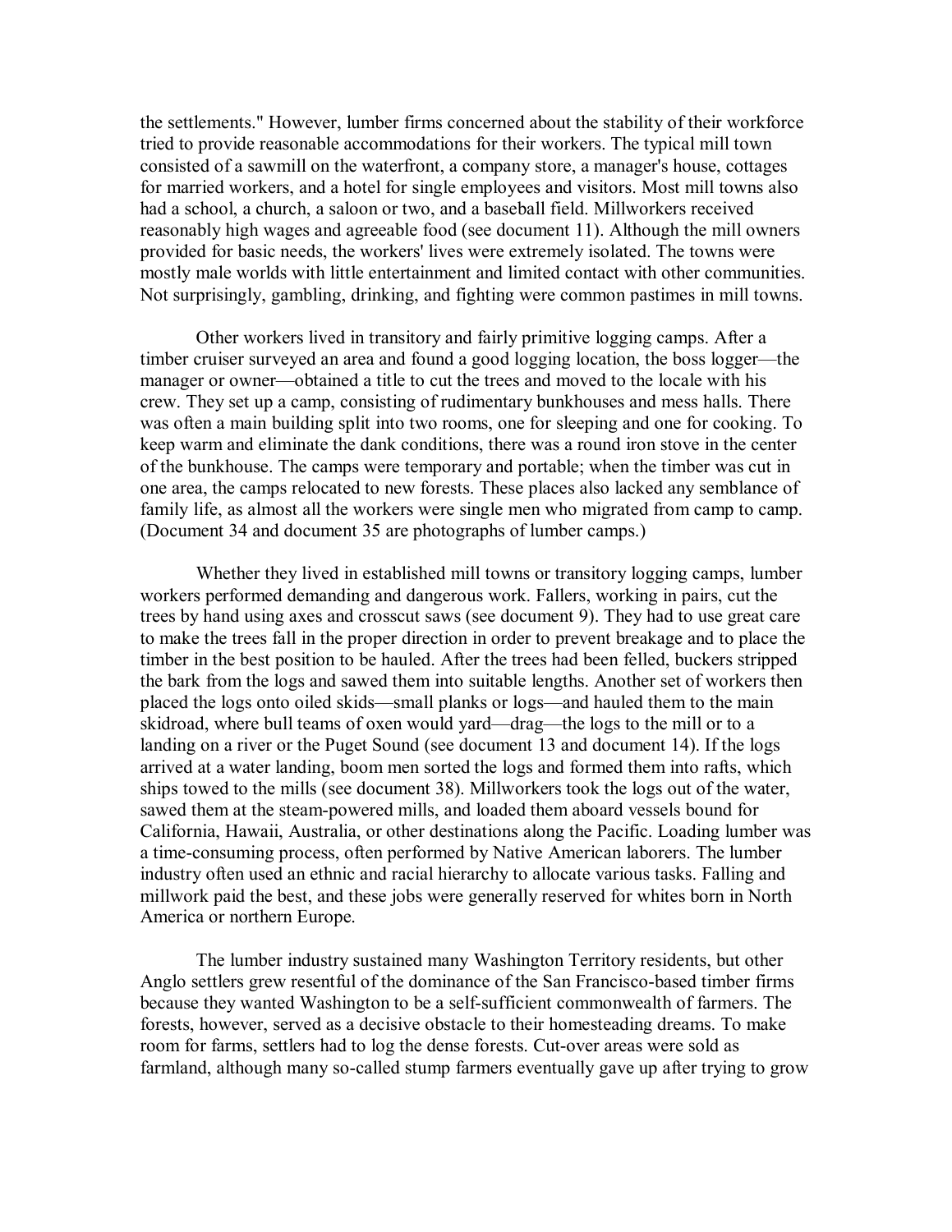the settlements." However, lumber firms concerned about the stability of their workforce tried to provide reasonable accommodations for their workers. The typical mill town consisted of a sawmill on the waterfront, a company store, a manager's house, cottages for married workers, and a hotel for single employees and visitors. Most mill towns also had a school, a church, a saloon or two, and a baseball field. Millworkers received reasonably high wages and agreeable food (see document 11). Although the mill owners provided for basic needs, the workers' lives were extremely isolated. The towns were mostly male worlds with little entertainment and limited contact with other communities. Not surprisingly, gambling, drinking, and fighting were common pastimes in mill towns.

Other workers lived in transitory and fairly primitive logging camps. After a timber cruiser surveyed an area and found a good logging location, the boss logger—the manager or owner—obtained a title to cut the trees and moved to the locale with his crew. They set up a camp, consisting of rudimentary bunkhouses and mess halls. There was often a main building split into two rooms, one for sleeping and one for cooking. To keep warm and eliminate the dank conditions, there was a round iron stove in the center of the bunkhouse. The camps were temporary and portable; when the timber was cut in one area, the camps relocated to new forests. These places also lacked any semblance of family life, as almost all the workers were single men who migrated from camp to camp. (Document 34 and document 35 are photographs of lumber camps.)

Whether they lived in established mill towns or transitory logging camps, lumber workers performed demanding and dangerous work. Fallers, working in pairs, cut the trees by hand using axes and crosscut saws (see document 9). They had to use great care to make the trees fall in the proper direction in order to prevent breakage and to place the timber in the best position to be hauled. After the trees had been felled, buckers stripped the bark from the logs and sawed them into suitable lengths. Another set of workers then placed the logs onto oiled skids—small planks or logs—and hauled them to the main skidroad, where bull teams of oxen would yard—drag—the logs to the mill or to a landing on a river or the Puget Sound (see document 13 and document 14). If the logs arrived at a water landing, boom men sorted the logs and formed them into rafts, which ships towed to the mills (see document 38). Millworkers took the logs out of the water, sawed them at the steam-powered mills, and loaded them aboard vessels bound for California, Hawaii, Australia, or other destinations along the Pacific. Loading lumber was a time-consuming process, often performed by Native American laborers. The lumber industry often used an ethnic and racial hierarchy to allocate various tasks. Falling and millwork paid the best, and these jobs were generally reserved for whites born in North America or northern Europe.

The lumber industry sustained many Washington Territory residents, but other Anglo settlers grew resentful of the dominance of the San Francisco-based timber firms because they wanted Washington to be a self-sufficient commonwealth of farmers. The forests, however, served as a decisive obstacle to their homesteading dreams. To make room for farms, settlers had to log the dense forests. Cut-over areas were sold as farmland, although many so-called stump farmers eventually gave up after trying to grow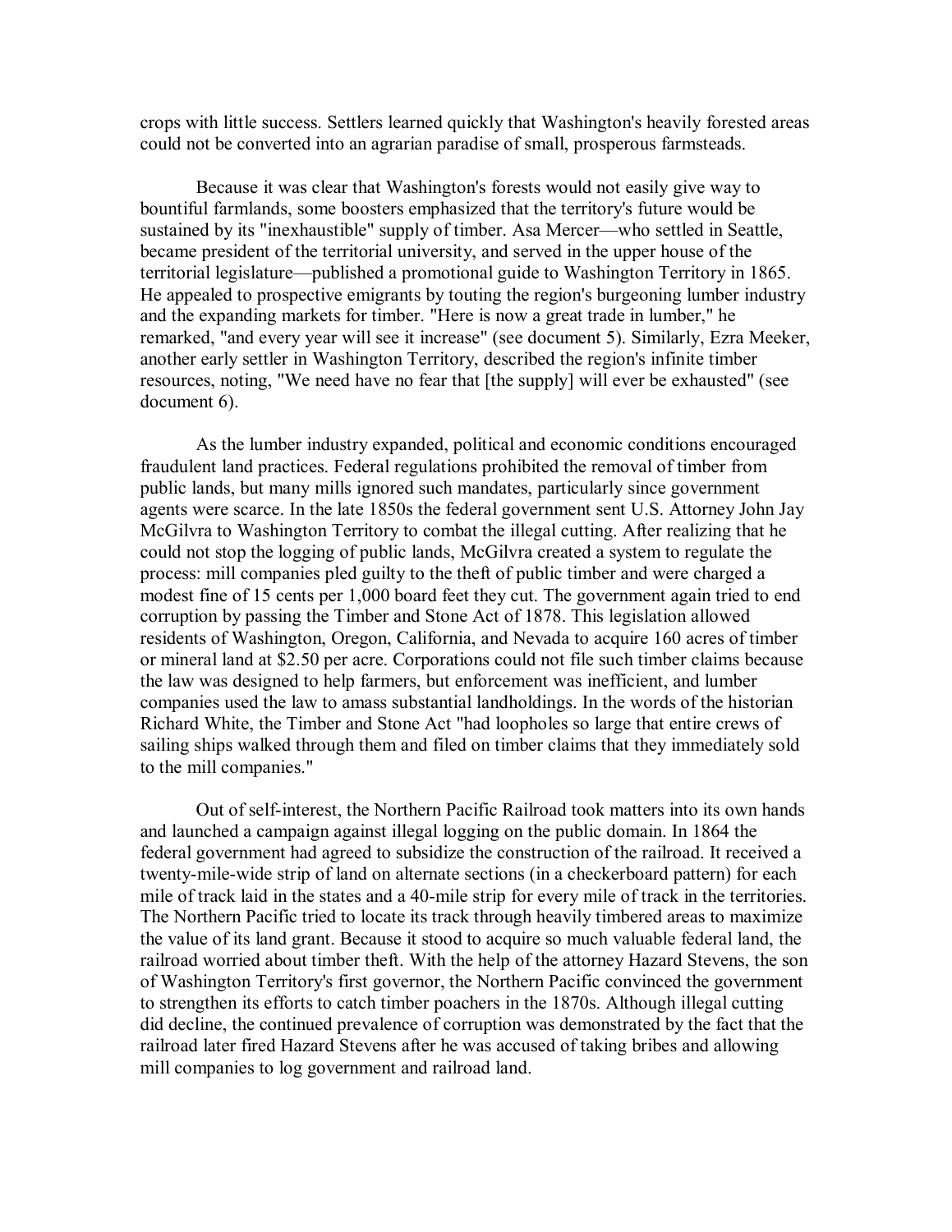crops with little success. Settlers learned quickly that Washington's heavily forested areas could not be converted into an agrarian paradise of small, prosperous farmsteads.

Because it was clear that Washington's forests would not easily give way to bountiful farmlands, some boosters emphasized that the territory's future would be sustained by its "inexhaustible" supply of timber. Asa Mercer—who settled in Seattle, became president of the territorial university, and served in the upper house of the territorial legislature—published a promotional guide to Washington Territory in 1865. He appealed to prospective emigrants by touting the region's burgeoning lumber industry and the expanding markets for timber. "Here is now a great trade in lumber," he remarked, "and every year will see it increase" (see document 5). Similarly, Ezra Meeker, another early settler in Washington Territory, described the region's infinite timber resources, noting, "We need have no fear that [the supply] will ever be exhausted" (see document 6).

As the lumber industry expanded, political and economic conditions encouraged fraudulent land practices. Federal regulations prohibited the removal of timber from public lands, but many mills ignored such mandates, particularly since government agents were scarce. In the late 1850s the federal government sent U.S. Attorney John Jay McGilvra to Washington Territory to combat the illegal cutting. After realizing that he could not stop the logging of public lands, McGilvra created a system to regulate the process: mill companies pled guilty to the theft of public timber and were charged a modest fine of 15 cents per 1,000 board feet they cut. The government again tried to end corruption by passing the Timber and Stone Act of 1878. This legislation allowed residents of Washington, Oregon, California, and Nevada to acquire 160 acres of timber or mineral land at $2.50 per acre. Corporations could not file such timber claims because the law was designed to help farmers, but enforcement was inefficient, and lumber companies used the law to amass substantial landholdings. In the words of the historian Richard White, the Timber and Stone Act "had loopholes so large that entire crews of sailing ships walked through them and filed on timber claims that they immediately sold to the mill companies."

Out of self-interest, the Northern Pacific Railroad took matters into its own hands and launched a campaign against illegal logging on the public domain. In 1864 the federal government had agreed to subsidize the construction of the railroad. It received a twenty-mile-wide strip of land on alternate sections (in a checkerboard pattern) for each mile of track laid in the states and a 40-mile strip for every mile of track in the territories. The Northern Pacific tried to locate its track through heavily timbered areas to maximize the value of its land grant. Because it stood to acquire so much valuable federal land, the railroad worried about timber theft. With the help of the attorney Hazard Stevens, the son of Washington Territory's first governor, the Northern Pacific convinced the government to strengthen its efforts to catch timber poachers in the 1870s. Although illegal cutting did decline, the continued prevalence of corruption was demonstrated by the fact that the railroad later fired Hazard Stevens after he was accused of taking bribes and allowing mill companies to log government and railroad land.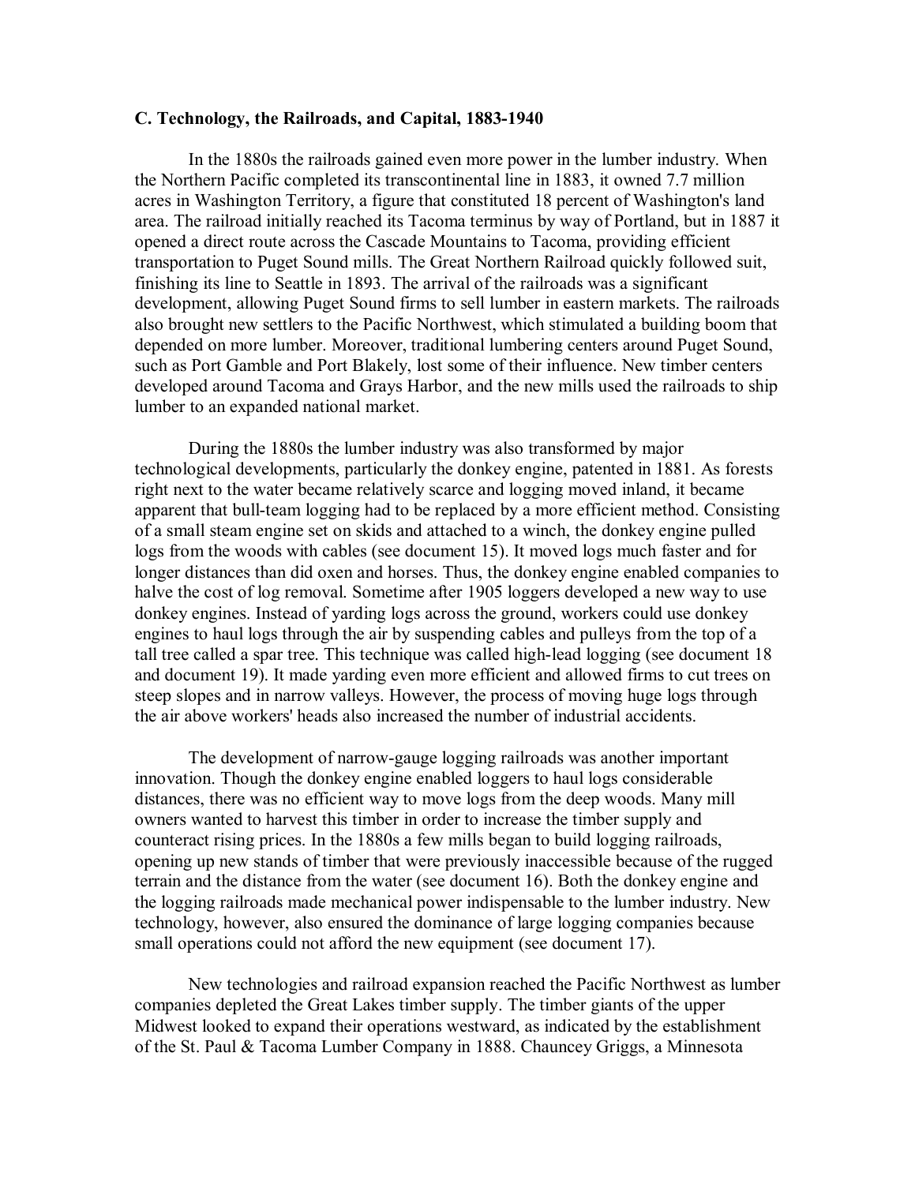### C. Technology, the Railroads, and Capital, 1883-1940

In the 1880s the railroads gained even more power in the lumber industry. When the Northern Pacific completed its transcontinental line in 1883, it owned 7.7 million acres in Washington Territory, a figure that constituted 18 percent of Washington's land area. The railroad initially reached its Tacoma terminus by way of Portland, but in 1887 it opened a direct route across the Cascade Mountains to Tacoma, providing efficient transportation to Puget Sound mills. The Great Northern Railroad quickly followed suit, finishing its line to Seattle in 1893. The arrival of the railroads was a significant development, allowing Puget Sound firms to sell lumber in eastern markets. The railroads also brought new settlers to the Pacific Northwest, which stimulated a building boom that depended on more lumber. Moreover, traditional lumbering centers around Puget Sound, such as Port Gamble and Port Blakely, lost some of their influence. New timber centers developed around Tacoma and Grays Harbor, and the new mills used the railroads to ship lumber to an expanded national market.

During the 1880s the lumber industry was also transformed by major technological developments, particularly the donkey engine, patented in 1881. As forests right next to the water became relatively scarce and logging moved inland, it became apparent that bull-team logging had to be replaced by a more efficient method. Consisting of a small steam engine set on skids and attached to a winch, the donkey engine pulled logs from the woods with cables (see document 15). It moved logs much faster and for longer distances than did oxen and horses. Thus, the donkey engine enabled companies to halve the cost of log removal. Sometime after 1905 loggers developed a new way to use donkey engines. Instead of yarding logs across the ground, workers could use donkey engines to haul logs through the air by suspending cables and pulleys from the top of a tall tree called a spar tree. This technique was called high-lead logging (see document 18 and document 19). It made yarding even more efficient and allowed firms to cut trees on steep slopes and in narrow valleys. However, the process of moving huge logs through the air above workers' heads also increased the number of industrial accidents.

The development of narrow-gauge logging railroads was another important innovation. Though the donkey engine enabled loggers to haul logs considerable distances, there was no efficient way to move logs from the deep woods. Many mill owners wanted to harvest this timber in order to increase the timber supply and counteract rising prices. In the 1880s a few mills began to build logging railroads, opening up new stands of timber that were previously inaccessible because of the rugged terrain and the distance from the water (see document 16). Both the donkey engine and the logging railroads made mechanical power indispensable to the lumber industry. New technology, however, also ensured the dominance of large logging companies because small operations could not afford the new equipment (see document 17).

New technologies and railroad expansion reached the Pacific Northwest as lumber companies depleted the Great Lakes timber supply. The timber giants of the upper Midwest looked to expand their operations westward, as indicated by the establishment of the St. Paul & Tacoma Lumber Company in 1888. Chauncey Griggs, a Minnesota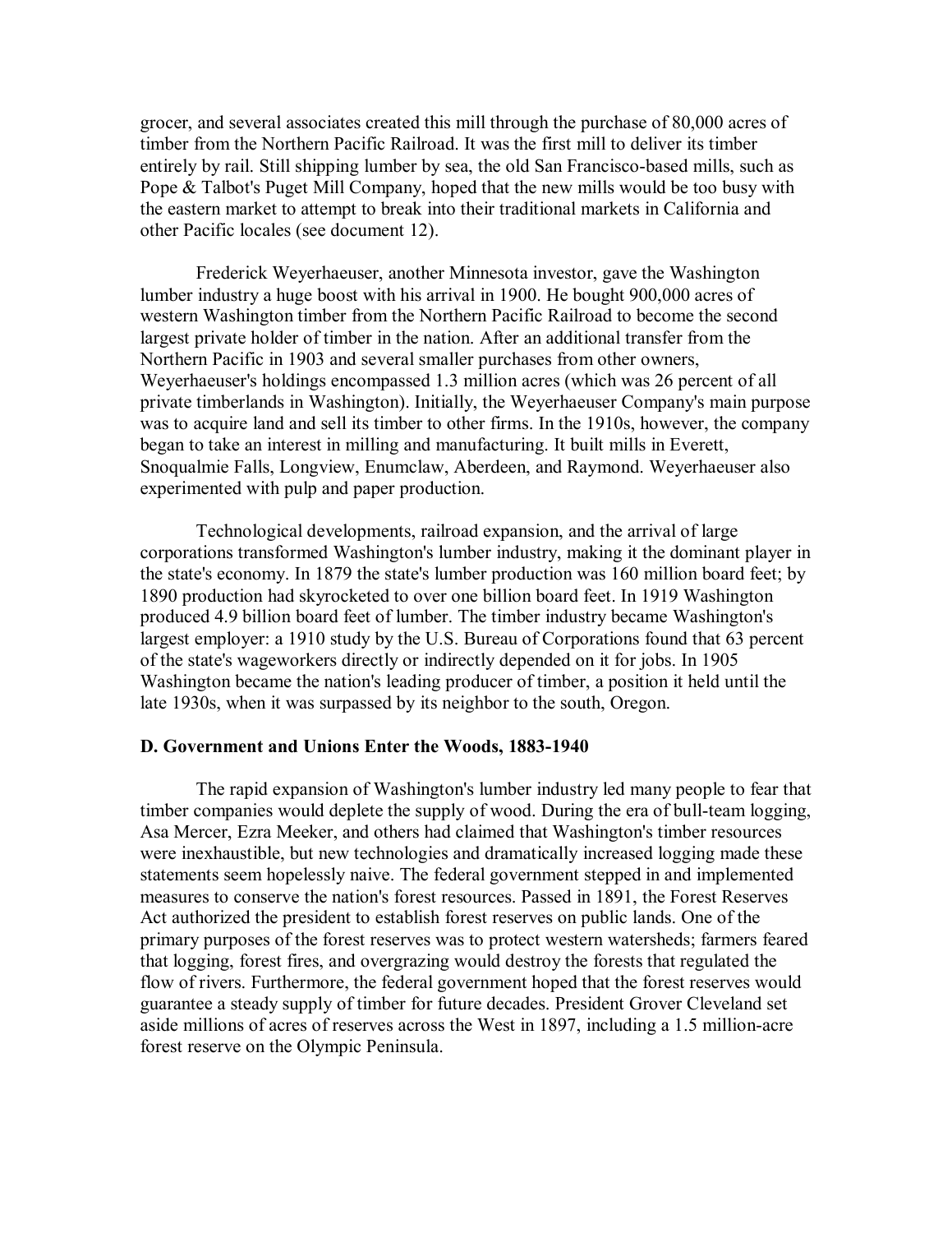grocer, and several associates created this mill through the purchase of 80,000 acres of timber from the Northern Pacific Railroad. It was the first mill to deliver its timber entirely by rail. Still shipping lumber by sea, the old San Francisco-based mills, such as Pope & Talbot's Puget Mill Company, hoped that the new mills would be too busy with the eastern market to attempt to break into their traditional markets in California and other Pacific locales (see document 12).

Frederick Weyerhaeuser, another Minnesota investor, gave the Washington lumber industry a huge boost with his arrival in 1900. He bought 900,000 acres of western Washington timber from the Northern Pacific Railroad to become the second largest private holder of timber in the nation. After an additional transfer from the Northern Pacific in 1903 and several smaller purchases from other owners, Weyerhaeuser's holdings encompassed 1.3 million acres (which was 26 percent of all private timberlands in Washington). Initially, the Weyerhaeuser Company's main purpose was to acquire land and sell its timber to other firms. In the 1910s, however, the company began to take an interest in milling and manufacturing. It built mills in Everett, Snoqualmie Falls, Longview, Enumclaw, Aberdeen, and Raymond. Weyerhaeuser also experimented with pulp and paper production.

Technological developments, railroad expansion, and the arrival of large corporations transformed Washington's lumber industry, making it the dominant player in the state's economy. In 1879 the state's lumber production was 160 million board feet; by 1890 production had skyrocketed to over one billion board feet. In 1919 Washington produced 4.9 billion board feet of lumber. The timber industry became Washington's largest employer: a 1910 study by the U.S. Bureau of Corporations found that 63 percent of the state's wageworkers directly or indirectly depended on it for jobs. In 1905 Washington became the nation's leading producer of timber, a position it held until the late 1930s, when it was surpassed by its neighbor to the south, Oregon.

### D. Government and Unions Enter the Woods, 1883-1940

The rapid expansion of Washington's lumber industry led many people to fear that timber companies would deplete the supply of wood. During the era of bull-team logging, Asa Mercer, Ezra Meeker, and others had claimed that Washington's timber resources were inexhaustible, but new technologies and dramatically increased logging made these statements seem hopelessly naive. The federal government stepped in and implemented measures to conserve the nation's forest resources. Passed in 1891, the Forest Reserves Act authorized the president to establish forest reserves on public lands. One of the primary purposes of the forest reserves was to protect western watersheds; farmers feared that logging, forest fires, and overgrazing would destroy the forests that regulated the flow of rivers. Furthermore, the federal government hoped that the forest reserves would guarantee a steady supply of timber for future decades. President Grover Cleveland set aside millions of acres of reserves across the West in 1897, including a 1.5 million-acre forest reserve on the Olympic Peninsula.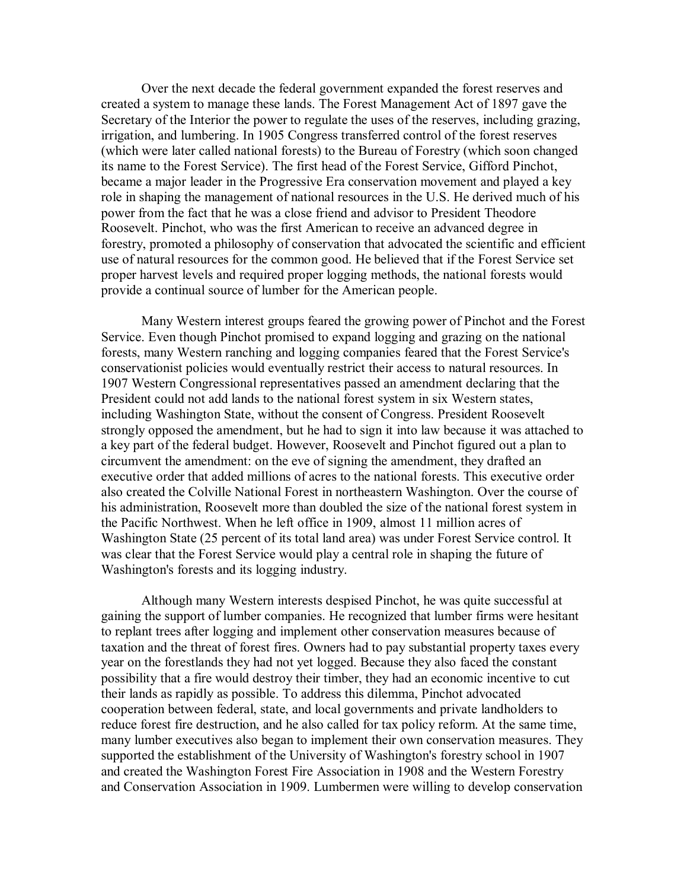Over the next decade the federal government expanded the forest reserves and created a system to manage these lands. The Forest Management Act of 1897 gave the Secretary of the Interior the power to regulate the uses of the reserves, including grazing, irrigation, and lumbering. In 1905 Congress transferred control of the forest reserves (which were later called national forests) to the Bureau of Forestry (which soon changed its name to the Forest Service). The first head of the Forest Service, Gifford Pinchot, became a major leader in the Progressive Era conservation movement and played a key role in shaping the management of national resources in the U.S. He derived much of his power from the fact that he was a close friend and advisor to President Theodore Roosevelt. Pinchot, who was the first American to receive an advanced degree in forestry, promoted a philosophy of conservation that advocated the scientific and efficient use of natural resources for the common good. He believed that if the Forest Service set proper harvest levels and required proper logging methods, the national forests would provide a continual source of lumber for the American people.

Many Western interest groups feared the growing power of Pinchot and the Forest Service. Even though Pinchot promised to expand logging and grazing on the national forests, many Western ranching and logging companies feared that the Forest Service's conservationist policies would eventually restrict their access to natural resources. In 1907 Western Congressional representatives passed an amendment declaring that the President could not add lands to the national forest system in six Western states, including Washington State, without the consent of Congress. President Roosevelt strongly opposed the amendment, but he had to sign it into law because it was attached to a key part of the federal budget. However, Roosevelt and Pinchot figured out a plan to circumvent the amendment: on the eve of signing the amendment, they drafted an executive order that added millions of acres to the national forests. This executive order also created the Colville National Forest in northeastern Washington. Over the course of his administration, Roosevelt more than doubled the size of the national forest system in the Pacific Northwest. When he left office in 1909, almost 11 million acres of Washington State (25 percent of its total land area) was under Forest Service control. It was clear that the Forest Service would play a central role in shaping the future of Washington's forests and its logging industry.

Although many Western interests despised Pinchot, he was quite successful at gaining the support of lumber companies. He recognized that lumber firms were hesitant to replant trees after logging and implement other conservation measures because of taxation and the threat of forest fires. Owners had to pay substantial property taxes every year on the forestlands they had not yet logged. Because they also faced the constant possibility that a fire would destroy their timber, they had an economic incentive to cut their lands as rapidly as possible. To address this dilemma, Pinchot advocated cooperation between federal, state, and local governments and private landholders to reduce forest fire destruction, and he also called for tax policy reform. At the same time, many lumber executives also began to implement their own conservation measures. They supported the establishment of the University of Washington's forestry school in 1907 and created the Washington Forest Fire Association in 1908 and the Western Forestry and Conservation Association in 1909. Lumbermen were willing to develop conservation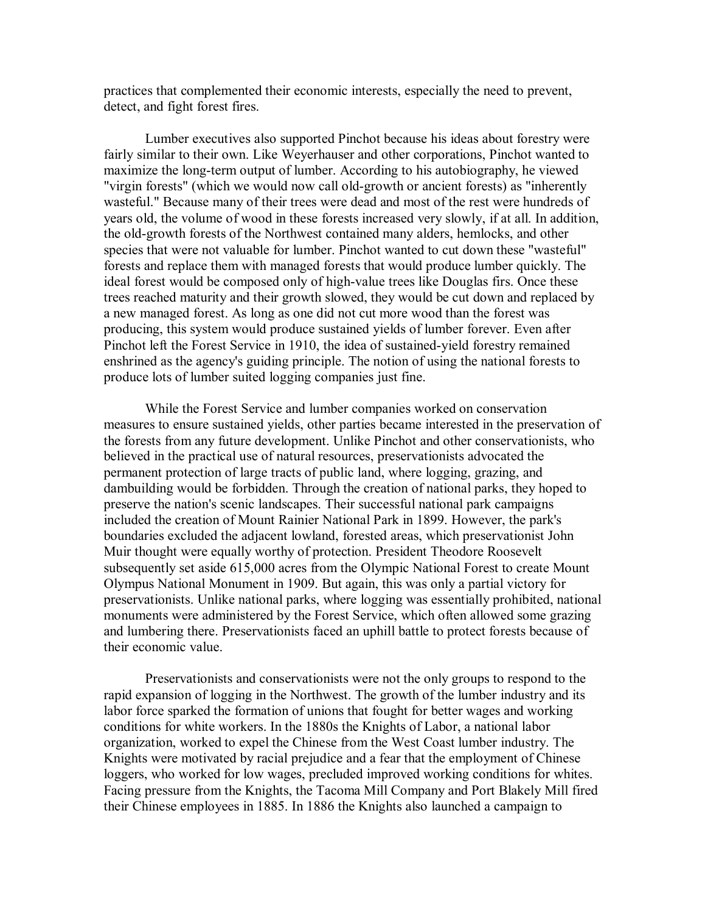practices that complemented their economic interests, especially the need to prevent, detect, and fight forest fires.

Lumber executives also supported Pinchot because his ideas about forestry were fairly similar to their own. Like Weyerhauser and other corporations, Pinchot wanted to maximize the long-term output of lumber. According to his autobiography, he viewed "virgin forests" (which we would now call old-growth or ancient forests) as "inherently wasteful." Because many of their trees were dead and most of the rest were hundreds of years old, the volume of wood in these forests increased very slowly, if at all. In addition, the old-growth forests of the Northwest contained many alders, hemlocks, and other species that were not valuable for lumber. Pinchot wanted to cut down these "wasteful" forests and replace them with managed forests that would produce lumber quickly. The ideal forest would be composed only of high-value trees like Douglas firs. Once these trees reached maturity and their growth slowed, they would be cut down and replaced by a new managed forest. As long as one did not cut more wood than the forest was producing, this system would produce sustained yields of lumber forever. Even after Pinchot left the Forest Service in 1910, the idea of sustained-yield forestry remained enshrined as the agency's guiding principle. The notion of using the national forests to produce lots of lumber suited logging companies just fine.

While the Forest Service and lumber companies worked on conservation measures to ensure sustained yields, other parties became interested in the preservation of the forests from any future development. Unlike Pinchot and other conservationists, who believed in the practical use of natural resources, preservationists advocated the permanent protection of large tracts of public land, where logging, grazing, and dambuilding would be forbidden. Through the creation of national parks, they hoped to preserve the nation's scenic landscapes. Their successful national park campaigns included the creation of Mount Rainier National Park in 1899. However, the park's boundaries excluded the adjacent lowland, forested areas, which preservationist John Muir thought were equally worthy of protection. President Theodore Roosevelt subsequently set aside 615,000 acres from the Olympic National Forest to create Mount Olympus National Monument in 1909. But again, this was only a partial victory for preservationists. Unlike national parks, where logging was essentially prohibited, national monuments were administered by the Forest Service, which often allowed some grazing and lumbering there. Preservationists faced an uphill battle to protect forests because of their economic value.

Preservationists and conservationists were not the only groups to respond to the rapid expansion of logging in the Northwest. The growth of the lumber industry and its labor force sparked the formation of unions that fought for better wages and working conditions for white workers. In the 1880s the Knights of Labor, a national labor organization, worked to expel the Chinese from the West Coast lumber industry. The Knights were motivated by racial prejudice and a fear that the employment of Chinese loggers, who worked for low wages, precluded improved working conditions for whites. Facing pressure from the Knights, the Tacoma Mill Company and Port Blakely Mill fired their Chinese employees in 1885. In 1886 the Knights also launched a campaign to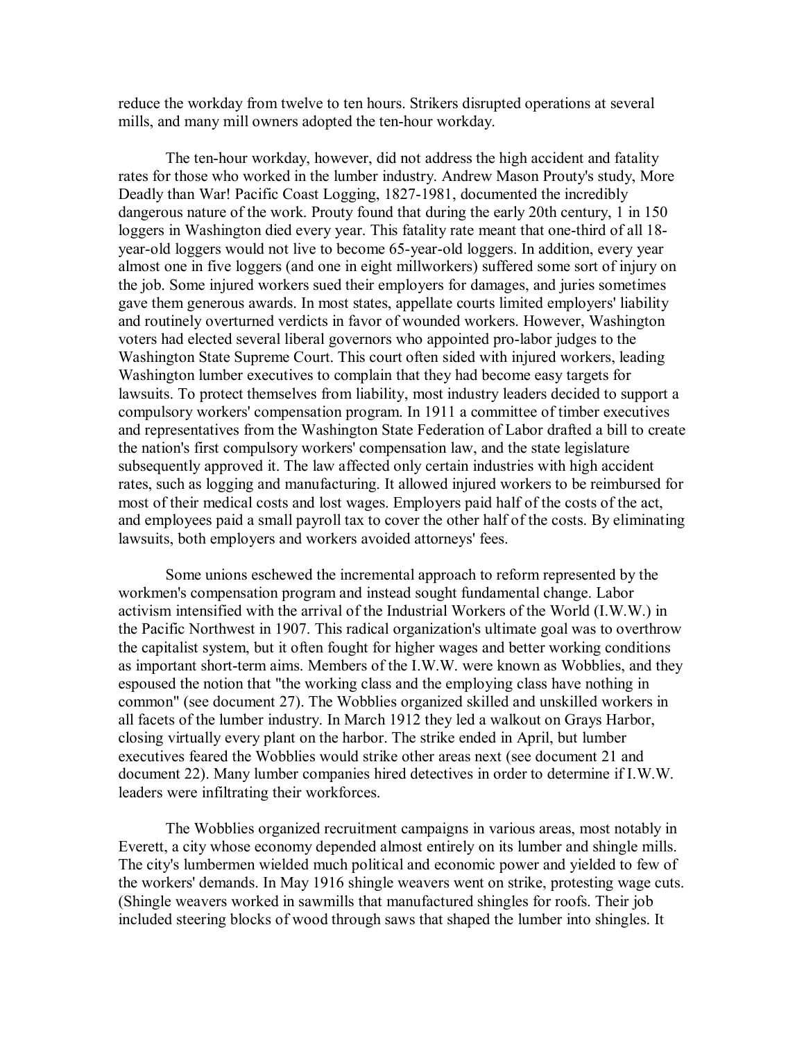reduce the workday from twelve to ten hours. Strikers disrupted operations at several mills, and many mill owners adopted the ten-hour workday.

The ten-hour workday, however, did not address the high accident and fatality rates for those who worked in the lumber industry. Andrew Mason Prouty's study, More Deadly than War! Pacific Coast Logging, 1827-1981, documented the incredibly dangerous nature of the work. Prouty found that during the early 20th century, 1 in 150 loggers in Washington died every year. This fatality rate meant that one-third of all 18-year-old loggers would not live to become 65-year-old loggers. In addition, every year almost one in five loggers (and one in eight millworkers) suffered some sort of injury on the job. Some injured workers sued their employers for damages, and juries sometimes gave them generous awards. In most states, appellate courts limited employers' liability and routinely overturned verdicts in favor of wounded workers. However, Washington voters had elected several liberal governors who appointed pro-labor judges to the Washington State Supreme Court. This court often sided with injured workers, leading Washington lumber executives to complain that they had become easy targets for lawsuits. To protect themselves from liability, most industry leaders decided to support a compulsory workers' compensation program. In 1911 a committee of timber executives and representatives from the Washington State Federation of Labor drafted a bill to create the nation's first compulsory workers' compensation law, and the state legislature subsequently approved it. The law affected only certain industries with high accident rates, such as logging and manufacturing. It allowed injured workers to be reimbursed for most of their medical costs and lost wages. Employers paid half of the costs of the act, and employees paid a small payroll tax to cover the other half of the costs. By eliminating lawsuits, both employers and workers avoided attorneys' fees.

Some unions eschewed the incremental approach to reform represented by the workmen's compensation program and instead sought fundamental change. Labor activism intensified with the arrival of the Industrial Workers of the World (I.W.W.) in the Pacific Northwest in 1907. This radical organization's ultimate goal was to overthrow the capitalist system, but it often fought for higher wages and better working conditions as important short-term aims. Members of the I.W.W. were known as Wobblies, and they espoused the notion that "the working class and the employing class have nothing in common" (see document 27). The Wobblies organized skilled and unskilled workers in all facets of the lumber industry. In March 1912 they led a walkout on Grays Harbor, closing virtually every plant on the harbor. The strike ended in April, but lumber executives feared the Wobblies would strike other areas next (see document 21 and document 22). Many lumber companies hired detectives in order to determine if I.W.W. leaders were infiltrating their workforces.

The Wobblies organized recruitment campaigns in various areas, most notably in Everett, a city whose economy depended almost entirely on its lumber and shingle mills. The city's lumbermen wielded much political and economic power and yielded to few of the workers' demands. In May 1916 shingle weavers went on strike, protesting wage cuts. (Shingle weavers worked in sawmills that manufactured shingles for roofs. Their job included steering blocks of wood through saws that shaped the lumber into shingles. It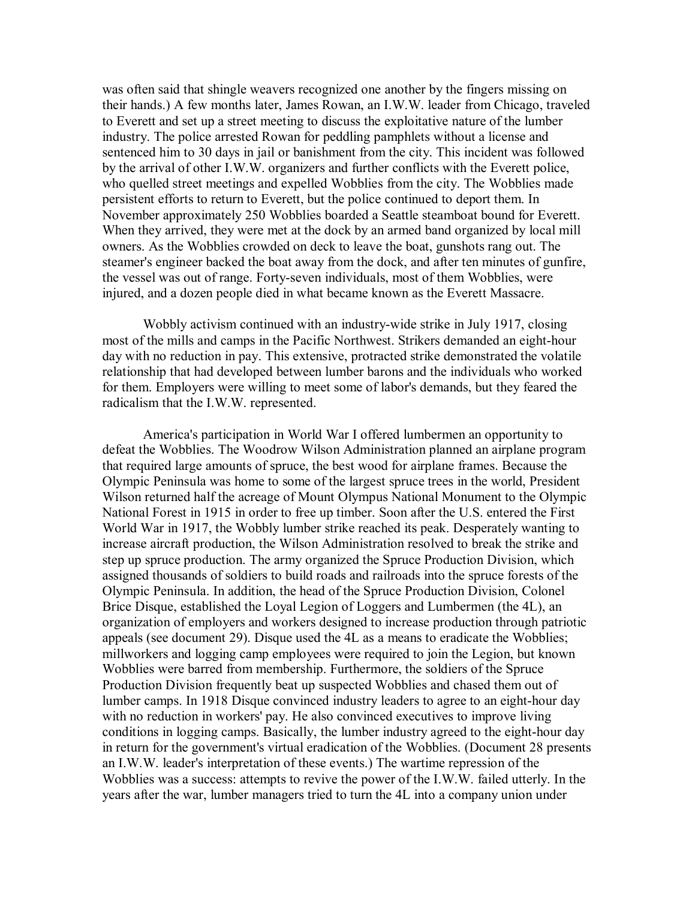was often said that shingle weavers recognized one another by the fingers missing on their hands.) A few months later, James Rowan, an I.W.W. leader from Chicago, traveled to Everett and set up a street meeting to discuss the exploitative nature of the lumber industry. The police arrested Rowan for peddling pamphlets without a license and sentenced him to 30 days in jail or banishment from the city. This incident was followed by the arrival of other I.W.W. organizers and further conflicts with the Everett police, who quelled street meetings and expelled Wobblies from the city. The Wobblies made persistent efforts to return to Everett, but the police continued to deport them. In November approximately 250 Wobblies boarded a Seattle steamboat bound for Everett. When they arrived, they were met at the dock by an armed band organized by local mill owners. As the Wobblies crowded on deck to leave the boat, gunshots rang out. The steamer's engineer backed the boat away from the dock, and after ten minutes of gunfire, the vessel was out of range. Forty-seven individuals, most of them Wobblies, were injured, and a dozen people died in what became known as the Everett Massacre.

Wobbly activism continued with an industry-wide strike in July 1917, closing most of the mills and camps in the Pacific Northwest. Strikers demanded an eight-hour day with no reduction in pay. This extensive, protracted strike demonstrated the volatile relationship that had developed between lumber barons and the individuals who worked for them. Employers were willing to meet some of labor's demands, but they feared the radicalism that the I.W.W. represented.

America's participation in World War I offered lumbermen an opportunity to defeat the Wobblies. The Woodrow Wilson Administration planned an airplane program that required large amounts of spruce, the best wood for airplane frames. Because the Olympic Peninsula was home to some of the largest spruce trees in the world, President Wilson returned half the acreage of Mount Olympus National Monument to the Olympic National Forest in 1915 in order to free up timber. Soon after the U.S. entered the First World War in 1917, the Wobbly lumber strike reached its peak. Desperately wanting to increase aircraft production, the Wilson Administration resolved to break the strike and step up spruce production. The army organized the Spruce Production Division, which assigned thousands of soldiers to build roads and railroads into the spruce forests of the Olympic Peninsula. In addition, the head of the Spruce Production Division, Colonel Brice Disque, established the Loyal Legion of Loggers and Lumbermen (the 4L), an organization of employers and workers designed to increase production through patriotic appeals (see document 29). Disque used the 4L as a means to eradicate the Wobblies; millworkers and logging camp employees were required to join the Legion, but known Wobblies were barred from membership. Furthermore, the soldiers of the Spruce Production Division frequently beat up suspected Wobblies and chased them out of lumber camps. In 1918 Disque convinced industry leaders to agree to an eight-hour day with no reduction in workers' pay. He also convinced executives to improve living conditions in logging camps. Basically, the lumber industry agreed to the eight-hour day in return for the government's virtual eradication of the Wobblies. (Document 28 presents an I.W.W. leader's interpretation of these events.) The wartime repression of the Wobblies was a success: attempts to revive the power of the I.W.W. failed utterly. In the years after the war, lumber managers tried to turn the 4L into a company union under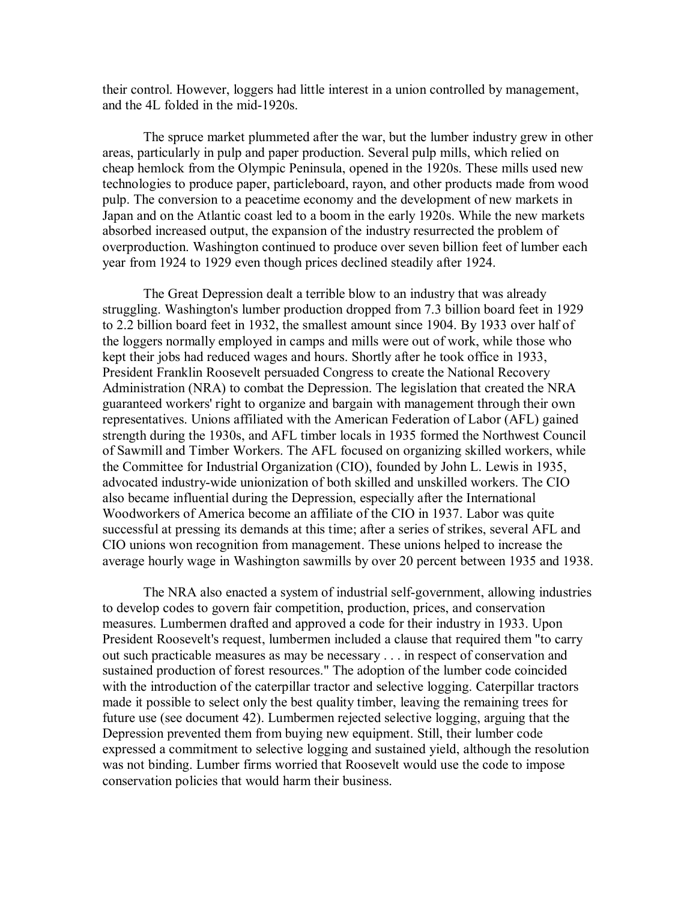their control. However, loggers had little interest in a union controlled by management, and the 4L folded in the mid-1920s.

The spruce market plummeted after the war, but the lumber industry grew in other areas, particularly in pulp and paper production. Several pulp mills, which relied on cheap hemlock from the Olympic Peninsula, opened in the 1920s. These mills used new technologies to produce paper, particleboard, rayon, and other products made from wood pulp. The conversion to a peacetime economy and the development of new markets in Japan and on the Atlantic coast led to a boom in the early 1920s. While the new markets absorbed increased output, the expansion of the industry resurrected the problem of overproduction. Washington continued to produce over seven billion feet of lumber each year from 1924 to 1929 even though prices declined steadily after 1924.

The Great Depression dealt a terrible blow to an industry that was already struggling. Washington's lumber production dropped from 7.3 billion board feet in 1929 to 2.2 billion board feet in 1932, the smallest amount since 1904. By 1933 over half of the loggers normally employed in camps and mills were out of work, while those who kept their jobs had reduced wages and hours. Shortly after he took office in 1933, President Franklin Roosevelt persuaded Congress to create the National Recovery Administration (NRA) to combat the Depression. The legislation that created the NRA guaranteed workers' right to organize and bargain with management through their own representatives. Unions affiliated with the American Federation of Labor (AFL) gained strength during the 1930s, and AFL timber locals in 1935 formed the Northwest Council of Sawmill and Timber Workers. The AFL focused on organizing skilled workers, while the Committee for Industrial Organization (CIO), founded by John L. Lewis in 1935, advocated industry-wide unionization of both skilled and unskilled workers. The CIO also became influential during the Depression, especially after the International Woodworkers of America become an affiliate of the CIO in 1937. Labor was quite successful at pressing its demands at this time; after a series of strikes, several AFL and CIO unions won recognition from management. These unions helped to increase the average hourly wage in Washington sawmills by over 20 percent between 1935 and 1938.

The NRA also enacted a system of industrial self-government, allowing industries to develop codes to govern fair competition, production, prices, and conservation measures. Lumbermen drafted and approved a code for their industry in 1933. Upon President Roosevelt's request, lumbermen included a clause that required them "to carry out such practicable measures as may be necessary . . . in respect of conservation and sustained production of forest resources." The adoption of the lumber code coincided with the introduction of the caterpillar tractor and selective logging. Caterpillar tractors made it possible to select only the best quality timber, leaving the remaining trees for future use (see document 42). Lumbermen rejected selective logging, arguing that the Depression prevented them from buying new equipment. Still, their lumber code expressed a commitment to selective logging and sustained yield, although the resolution was not binding. Lumber firms worried that Roosevelt would use the code to impose conservation policies that would harm their business.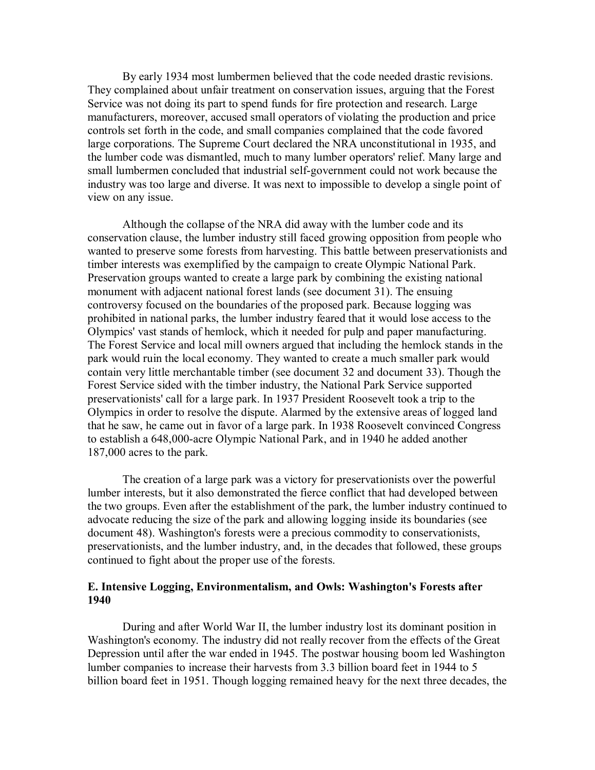By early 1934 most lumbermen believed that the code needed drastic revisions. They complained about unfair treatment on conservation issues, arguing that the Forest Service was not doing its part to spend funds for fire protection and research. Large manufacturers, moreover, accused small operators of violating the production and price controls set forth in the code, and small companies complained that the code favored large corporations. The Supreme Court declared the NRA unconstitutional in 1935, and the lumber code was dismantled, much to many lumber operators' relief. Many large and small lumbermen concluded that industrial self-government could not work because the industry was too large and diverse. It was next to impossible to develop a single point of view on any issue.

Although the collapse of the NRA did away with the lumber code and its conservation clause, the lumber industry still faced growing opposition from people who wanted to preserve some forests from harvesting. This battle between preservationists and timber interests was exemplified by the campaign to create Olympic National Park. Preservation groups wanted to create a large park by combining the existing national monument with adjacent national forest lands (see document 31). The ensuing controversy focused on the boundaries of the proposed park. Because logging was prohibited in national parks, the lumber industry feared that it would lose access to the Olympics' vast stands of hemlock, which it needed for pulp and paper manufacturing. The Forest Service and local mill owners argued that including the hemlock stands in the park would ruin the local economy. They wanted to create a much smaller park would contain very little merchantable timber (see document 32 and document 33). Though the Forest Service sided with the timber industry, the National Park Service supported preservationists' call for a large park. In 1937 President Roosevelt took a trip to the Olympics in order to resolve the dispute. Alarmed by the extensive areas of logged land that he saw, he came out in favor of a large park. In 1938 Roosevelt convinced Congress to establish a 648,000-acre Olympic National Park, and in 1940 he added another 187,000 acres to the park.

The creation of a large park was a victory for preservationists over the powerful lumber interests, but it also demonstrated the fierce conflict that had developed between the two groups. Even after the establishment of the park, the lumber industry continued to advocate reducing the size of the park and allowing logging inside its boundaries (see document 48). Washington's forests were a precious commodity to conservationists, preservationists, and the lumber industry, and, in the decades that followed, these groups continued to fight about the proper use of the forests.

### E. Intensive Logging, Environmentalism, and Owls: Washington's Forests after 1940

During and after World War II, the lumber industry lost its dominant position in Washington's economy. The industry did not really recover from the effects of the Great Depression until after the war ended in 1945. The postwar housing boom led Washington lumber companies to increase their harvests from 3.3 billion board feet in 1944 to 5 billion board feet in 1951. Though logging remained heavy for the next three decades, the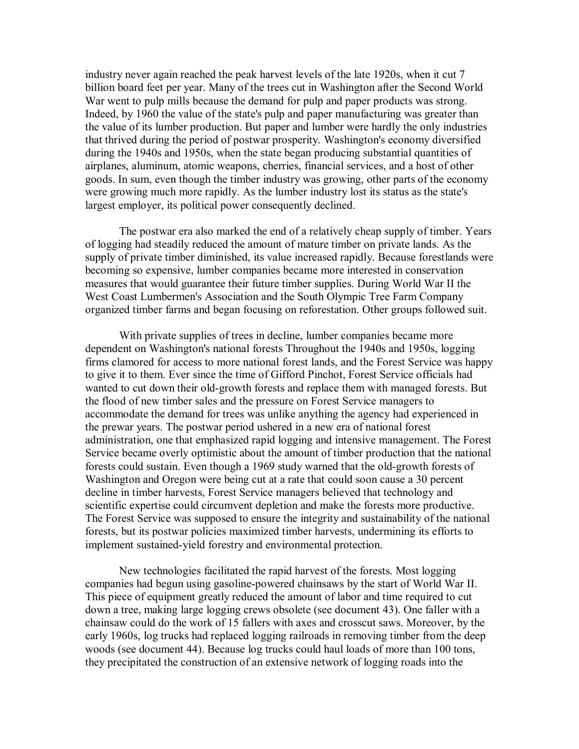industry never again reached the peak harvest levels of the late 1920s, when it cut 7 billion board feet per year. Many of the trees cut in Washington after the Second World War went to pulp mills because the demand for pulp and paper products was strong. Indeed, by 1960 the value of the state's pulp and paper manufacturing was greater than the value of its lumber production. But paper and lumber were hardly the only industries that thrived during the period of postwar prosperity. Washington's economy diversified during the 1940s and 1950s, when the state began producing substantial quantities of airplanes, aluminum, atomic weapons, cherries, financial services, and a host of other goods. In sum, even though the timber industry was growing, other parts of the economy were growing much more rapidly. As the lumber industry lost its status as the state's largest employer, its political power consequently declined.

The postwar era also marked the end of a relatively cheap supply of timber. Years of logging had steadily reduced the amount of mature timber on private lands. As the supply of private timber diminished, its value increased rapidly. Because forestlands were becoming so expensive, lumber companies became more interested in conservation measures that would guarantee their future timber supplies. During World War II the West Coast Lumbermen's Association and the South Olympic Tree Farm Company organized timber farms and began focusing on reforestation. Other groups followed suit.

With private supplies of trees in decline, lumber companies became more dependent on Washington's national forests Throughout the 1940s and 1950s, logging firms clamored for access to more national forest lands, and the Forest Service was happy to give it to them. Ever since the time of Gifford Pinchot, Forest Service officials had wanted to cut down their old-growth forests and replace them with managed forests. But the flood of new timber sales and the pressure on Forest Service managers to accommodate the demand for trees was unlike anything the agency had experienced in the prewar years. The postwar period ushered in a new era of national forest administration, one that emphasized rapid logging and intensive management. The Forest Service became overly optimistic about the amount of timber production that the national forests could sustain. Even though a 1969 study warned that the old-growth forests of Washington and Oregon were being cut at a rate that could soon cause a 30 percent decline in timber harvests, Forest Service managers believed that technology and scientific expertise could circumvent depletion and make the forests more productive. The Forest Service was supposed to ensure the integrity and sustainability of the national forests, but its postwar policies maximized timber harvests, undermining its efforts to implement sustained-yield forestry and environmental protection.

New technologies facilitated the rapid harvest of the forests. Most logging companies had begun using gasoline-powered chainsaws by the start of World War II. This piece of equipment greatly reduced the amount of labor and time required to cut down a tree, making large logging crews obsolete (see document 43). One faller with a chainsaw could do the work of 15 fallers with axes and crosscut saws. Moreover, by the early 1960s, log trucks had replaced logging railroads in removing timber from the deep woods (see document 44). Because log trucks could haul loads of more than 100 tons, they precipitated the construction of an extensive network of logging roads into the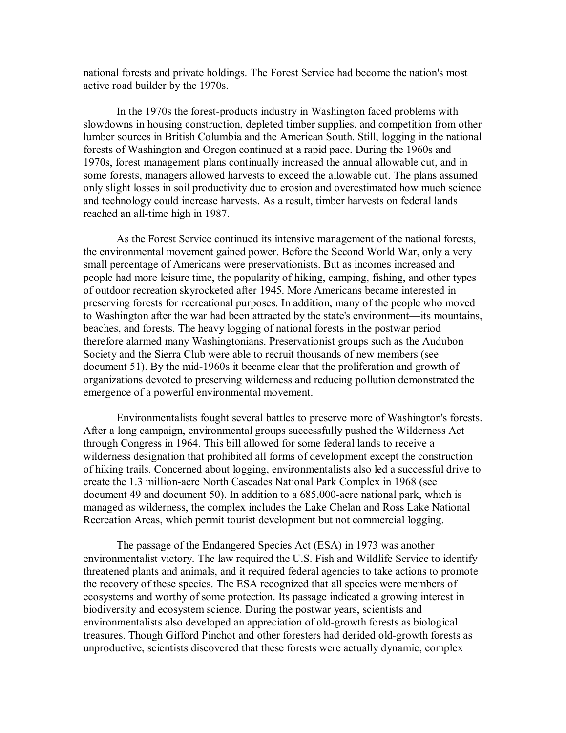national forests and private holdings. The Forest Service had become the nation's most active road builder by the 1970s.

In the 1970s the forest-products industry in Washington faced problems with slowdowns in housing construction, depleted timber supplies, and competition from other lumber sources in British Columbia and the American South. Still, logging in the national forests of Washington and Oregon continued at a rapid pace. During the 1960s and 1970s, forest management plans continually increased the annual allowable cut, and in some forests, managers allowed harvests to exceed the allowable cut. The plans assumed only slight losses in soil productivity due to erosion and overestimated how much science and technology could increase harvests. As a result, timber harvests on federal lands reached an all-time high in 1987.

As the Forest Service continued its intensive management of the national forests, the environmental movement gained power. Before the Second World War, only a very small percentage of Americans were preservationists. But as incomes increased and people had more leisure time, the popularity of hiking, camping, fishing, and other types of outdoor recreation skyrocketed after 1945. More Americans became interested in preserving forests for recreational purposes. In addition, many of the people who moved to Washington after the war had been attracted by the state's environment—its mountains, beaches, and forests. The heavy logging of national forests in the postwar period therefore alarmed many Washingtonians. Preservationist groups such as the Audubon Society and the Sierra Club were able to recruit thousands of new members (see document 51). By the mid-1960s it became clear that the proliferation and growth of organizations devoted to preserving wilderness and reducing pollution demonstrated the emergence of a powerful environmental movement.

Environmentalists fought several battles to preserve more of Washington's forests. After a long campaign, environmental groups successfully pushed the Wilderness Act through Congress in 1964. This bill allowed for some federal lands to receive a wilderness designation that prohibited all forms of development except the construction of hiking trails. Concerned about logging, environmentalists also led a successful drive to create the 1.3 million-acre North Cascades National Park Complex in 1968 (see document 49 and document 50). In addition to a 685,000-acre national park, which is managed as wilderness, the complex includes the Lake Chelan and Ross Lake National Recreation Areas, which permit tourist development but not commercial logging.

The passage of the Endangered Species Act (ESA) in 1973 was another environmentalist victory. The law required the U.S. Fish and Wildlife Service to identify threatened plants and animals, and it required federal agencies to take actions to promote the recovery of these species. The ESA recognized that all species were members of ecosystems and worthy of some protection. Its passage indicated a growing interest in biodiversity and ecosystem science. During the postwar years, scientists and environmentalists also developed an appreciation of old-growth forests as biological treasures. Though Gifford Pinchot and other foresters had derided old-growth forests as unproductive, scientists discovered that these forests were actually dynamic, complex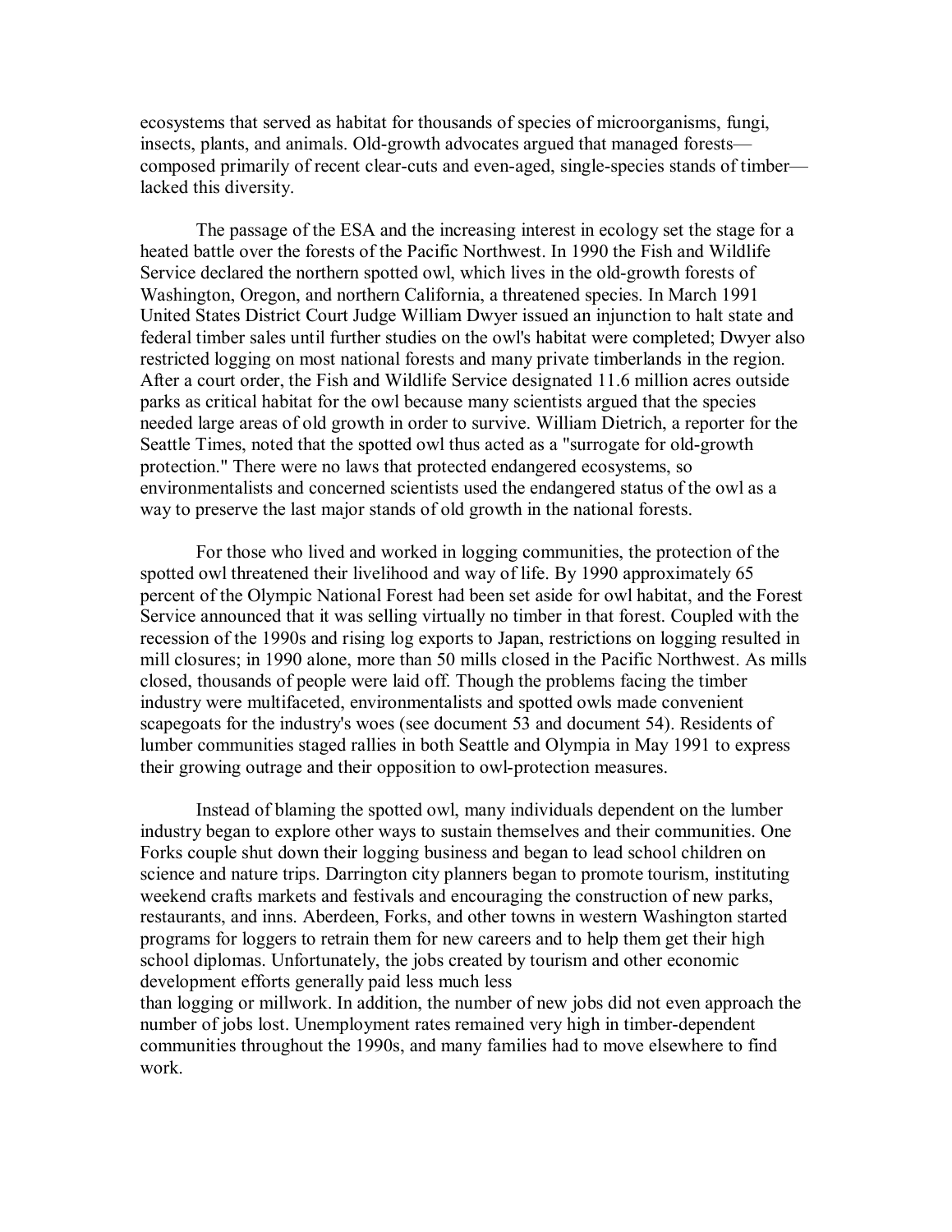ecosystems that served as habitat for thousands of species of microorganisms, fungi, insects, plants, and animals. Old-growth advocates argued that managed forests—composed primarily of recent clear-cuts and even-aged, single-species stands of timber—lacked this diversity.

The passage of the ESA and the increasing interest in ecology set the stage for a heated battle over the forests of the Pacific Northwest. In 1990 the Fish and Wildlife Service declared the northern spotted owl, which lives in the old-growth forests of Washington, Oregon, and northern California, a threatened species. In March 1991 United States District Court Judge William Dwyer issued an injunction to halt state and federal timber sales until further studies on the owl's habitat were completed; Dwyer also restricted logging on most national forests and many private timberlands in the region. After a court order, the Fish and Wildlife Service designated 11.6 million acres outside parks as critical habitat for the owl because many scientists argued that the species needed large areas of old growth in order to survive. William Dietrich, a reporter for the Seattle Times, noted that the spotted owl thus acted as a "surrogate for old-growth protection." There were no laws that protected endangered ecosystems, so environmentalists and concerned scientists used the endangered status of the owl as a way to preserve the last major stands of old growth in the national forests.

For those who lived and worked in logging communities, the protection of the spotted owl threatened their livelihood and way of life. By 1990 approximately 65 percent of the Olympic National Forest had been set aside for owl habitat, and the Forest Service announced that it was selling virtually no timber in that forest. Coupled with the recession of the 1990s and rising log exports to Japan, restrictions on logging resulted in mill closures; in 1990 alone, more than 50 mills closed in the Pacific Northwest. As mills closed, thousands of people were laid off. Though the problems facing the timber industry were multifaceted, environmentalists and spotted owls made convenient scapegoats for the industry's woes (see document 53 and document 54). Residents of lumber communities staged rallies in both Seattle and Olympia in May 1991 to express their growing outrage and their opposition to owl-protection measures.

Instead of blaming the spotted owl, many individuals dependent on the lumber industry began to explore other ways to sustain themselves and their communities. One Forks couple shut down their logging business and began to lead school children on science and nature trips. Darrington city planners began to promote tourism, instituting weekend crafts markets and festivals and encouraging the construction of new parks, restaurants, and inns. Aberdeen, Forks, and other towns in western Washington started programs for loggers to retrain them for new careers and to help them get their high school diplomas. Unfortunately, the jobs created by tourism and other economic development efforts generally paid less much less than logging or millwork. In addition, the number of new jobs did not even approach the number of jobs lost. Unemployment rates remained very high in timber-dependent communities throughout the 1990s, and many families had to move elsewhere to find work.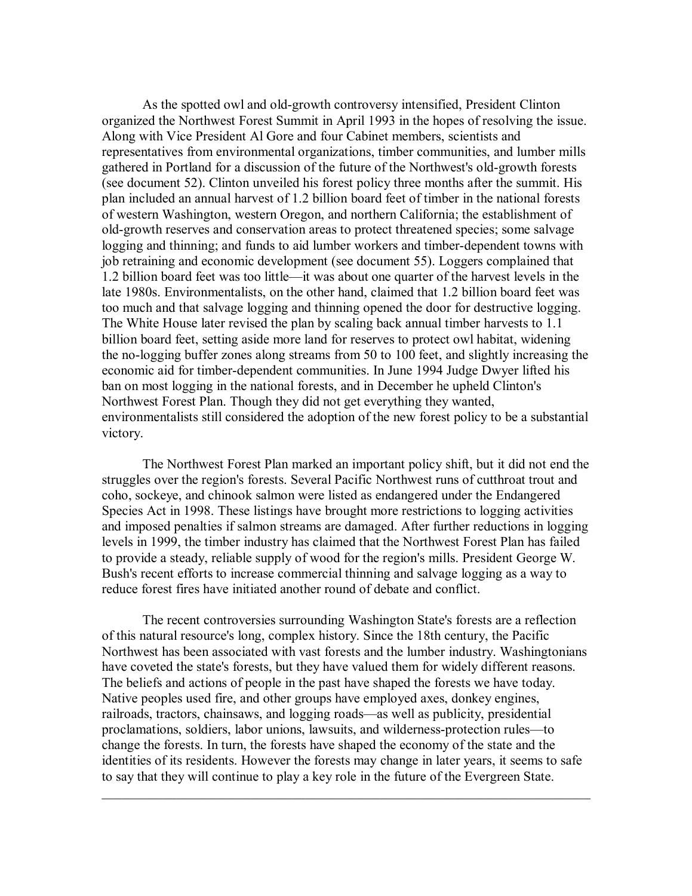As the spotted owl and old-growth controversy intensified, President Clinton organized the Northwest Forest Summit in April 1993 in the hopes of resolving the issue. Along with Vice President Al Gore and four Cabinet members, scientists and representatives from environmental organizations, timber communities, and lumber mills gathered in Portland for a discussion of the future of the Northwest's old-growth forests (see document 52). Clinton unveiled his forest policy three months after the summit. His plan included an annual harvest of 1.2 billion board feet of timber in the national forests of western Washington, western Oregon, and northern California; the establishment of old-growth reserves and conservation areas to protect threatened species; some salvage logging and thinning; and funds to aid lumber workers and timber-dependent towns with job retraining and economic development (see document 55). Loggers complained that 1.2 billion board feet was too little—it was about one quarter of the harvest levels in the late 1980s. Environmentalists, on the other hand, claimed that 1.2 billion board feet was too much and that salvage logging and thinning opened the door for destructive logging. The White House later revised the plan by scaling back annual timber harvests to 1.1 billion board feet, setting aside more land for reserves to protect owl habitat, widening the no-logging buffer zones along streams from 50 to 100 feet, and slightly increasing the economic aid for timber-dependent communities. In June 1994 Judge Dwyer lifted his ban on most logging in the national forests, and in December he upheld Clinton's Northwest Forest Plan. Though they did not get everything they wanted, environmentalists still considered the adoption of the new forest policy to be a substantial victory.

The Northwest Forest Plan marked an important policy shift, but it did not end the struggles over the region's forests. Several Pacific Northwest runs of cutthroat trout and coho, sockeye, and chinook salmon were listed as endangered under the Endangered Species Act in 1998. These listings have brought more restrictions to logging activities and imposed penalties if salmon streams are damaged. After further reductions in logging levels in 1999, the timber industry has claimed that the Northwest Forest Plan has failed to provide a steady, reliable supply of wood for the region's mills. President George W. Bush's recent efforts to increase commercial thinning and salvage logging as a way to reduce forest fires have initiated another round of debate and conflict.

The recent controversies surrounding Washington State's forests are a reflection of this natural resource's long, complex history. Since the 18th century, the Pacific Northwest has been associated with vast forests and the lumber industry. Washingtonians have coveted the state's forests, but they have valued them for widely different reasons. The beliefs and actions of people in the past have shaped the forests we have today. Native peoples used fire, and other groups have employed axes, donkey engines, railroads, tractors, chainsaws, and logging roads—as well as publicity, presidential proclamations, soldiers, labor unions, lawsuits, and wilderness-protection rules—to change the forests. In turn, the forests have shaped the economy of the state and the identities of its residents. However the forests may change in later years, it seems to safe to say that they will continue to play a key role in the future of the Evergreen State.

---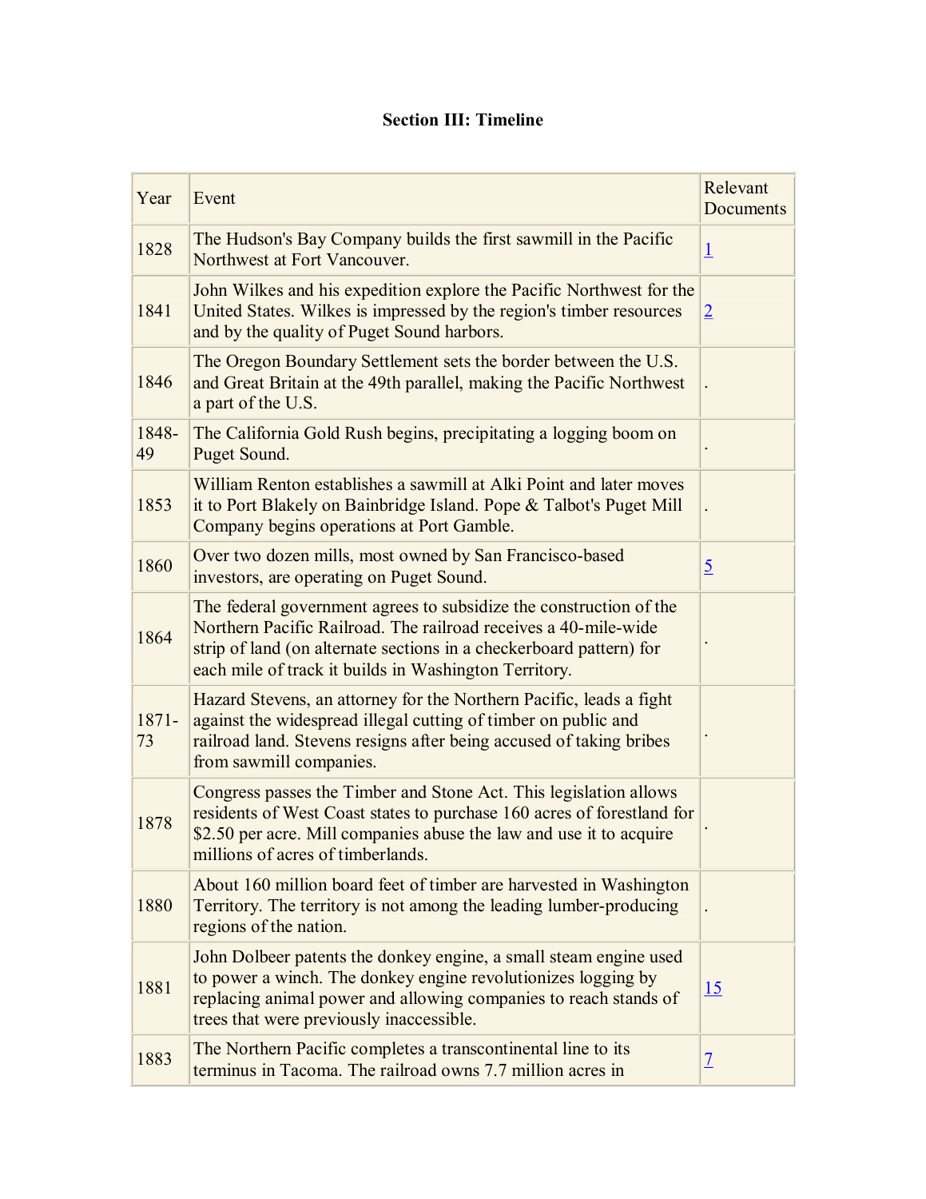### Section III: Timeline

| Year | Event | Relevant Documents |
|---|---|---|
| 1828 | The Hudson's Bay Company builds the first sawmill in the Pacific Northwest at Fort Vancouver. | 1 |
| 1841 | John Wilkes and his expedition explore the Pacific Northwest for the United States. Wilkes is impressed by the region's timber resources and by the quality of Puget Sound harbors. | 2 |
| 1846 | The Oregon Boundary Settlement sets the border between the U.S. and Great Britain at the 49th parallel, making the Pacific Northwest a part of the U.S. | . |
| 1848-49 | The California Gold Rush begins, precipitating a logging boom on Puget Sound. | . |
| 1853 | William Renton establishes a sawmill at Alki Point and later moves it to Port Blakely on Bainbridge Island. Pope & Talbot's Puget Mill Company begins operations at Port Gamble. | . |
| 1860 | Over two dozen mills, most owned by San Francisco-based investors, are operating on Puget Sound. | 5 |
| 1864 | The federal government agrees to subsidize the construction of the Northern Pacific Railroad. The railroad receives a 40-mile-wide strip of land (on alternate sections in a checkerboard pattern) for each mile of track it builds in Washington Territory. | . |
| 1871-73 | Hazard Stevens, an attorney for the Northern Pacific, leads a fight against the widespread illegal cutting of timber on public and railroad land. Stevens resigns after being accused of taking bribes from sawmill companies. | . |
| 1878 | Congress passes the Timber and Stone Act. This legislation allows residents of West Coast states to purchase 160 acres of forestland for $2.50 per acre. Mill companies abuse the law and use it to acquire millions of acres of timberlands. | . |
| 1880 | About 160 million board feet of timber are harvested in Washington Territory. The territory is not among the leading lumber-producing regions of the nation. | . |
| 1881 | John Dolbeer patents the donkey engine, a small steam engine used to power a winch. The donkey engine revolutionizes logging by replacing animal power and allowing companies to reach stands of trees that were previously inaccessible. | 15 |
| 1883 | The Northern Pacific completes a transcontinental line to its terminus in Tacoma. The railroad owns 7.7 million acres in | 7 |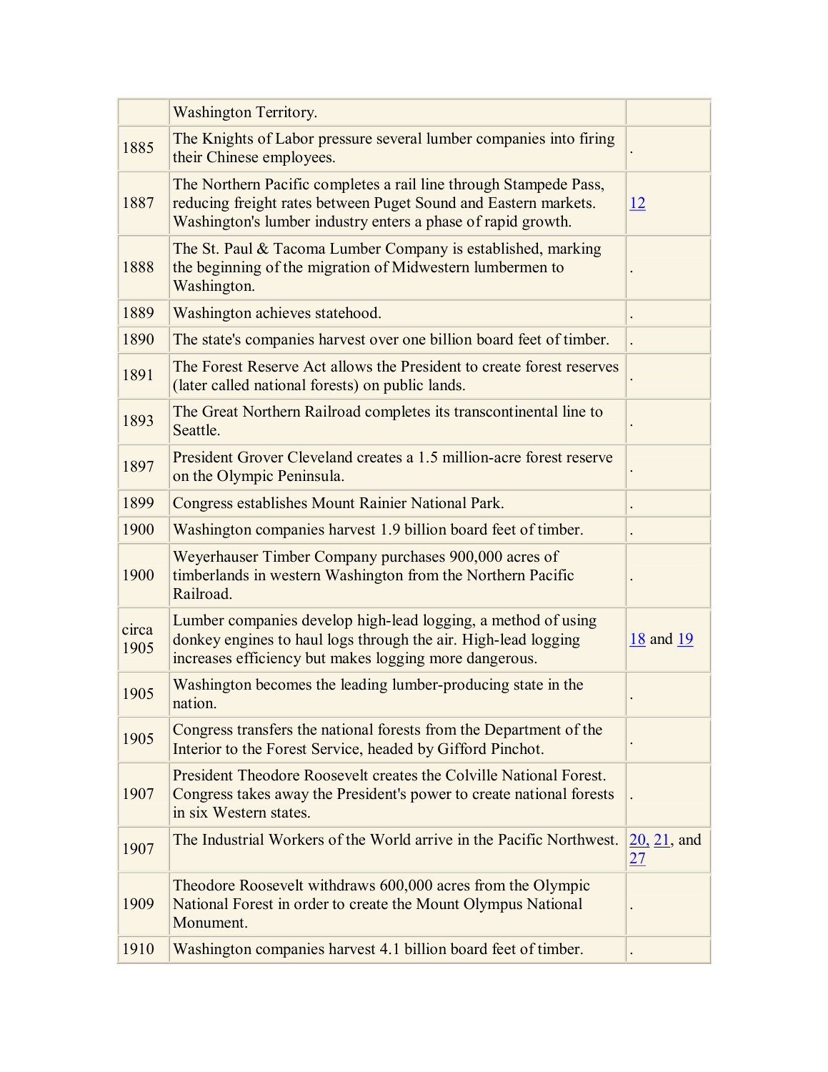|  |  |  |
|---|---|---|
|  | Washington Territory. |  |
| 1885 | The Knights of Labor pressure several lumber companies into firing their Chinese employees. | . |
| 1887 | The Northern Pacific completes a rail line through Stampede Pass, reducing freight rates between Puget Sound and Eastern markets. Washington's lumber industry enters a phase of rapid growth. | 12 |
| 1888 | The St. Paul & Tacoma Lumber Company is established, marking the beginning of the migration of Midwestern lumbermen to Washington. | . |
| 1889 | Washington achieves statehood. | . |
| 1890 | The state's companies harvest over one billion board feet of timber. | . |
| 1891 | The Forest Reserve Act allows the President to create forest reserves (later called national forests) on public lands. | . |
| 1893 | The Great Northern Railroad completes its transcontinental line to Seattle. | . |
| 1897 | President Grover Cleveland creates a 1.5 million-acre forest reserve on the Olympic Peninsula. | . |
| 1899 | Congress establishes Mount Rainier National Park. | . |
| 1900 | Washington companies harvest 1.9 billion board feet of timber. | . |
| 1900 | Weyerhauser Timber Company purchases 900,000 acres of timberlands in western Washington from the Northern Pacific Railroad. | . |
| circa 1905 | Lumber companies develop high-lead logging, a method of using donkey engines to haul logs through the air. High-lead logging increases efficiency but makes logging more dangerous. | 18 and 19 |
| 1905 | Washington becomes the leading lumber-producing state in the nation. | . |
| 1905 | Congress transfers the national forests from the Department of the Interior to the Forest Service, headed by Gifford Pinchot. | . |
| 1907 | President Theodore Roosevelt creates the Colville National Forest. Congress takes away the President's power to create national forests in six Western states. | . |
| 1907 | The Industrial Workers of the World arrive in the Pacific Northwest. | 20, 21, and 27 |
| 1909 | Theodore Roosevelt withdraws 600,000 acres from the Olympic National Forest in order to create the Mount Olympus National Monument. | . |
| 1910 | Washington companies harvest 4.1 billion board feet of timber. | . |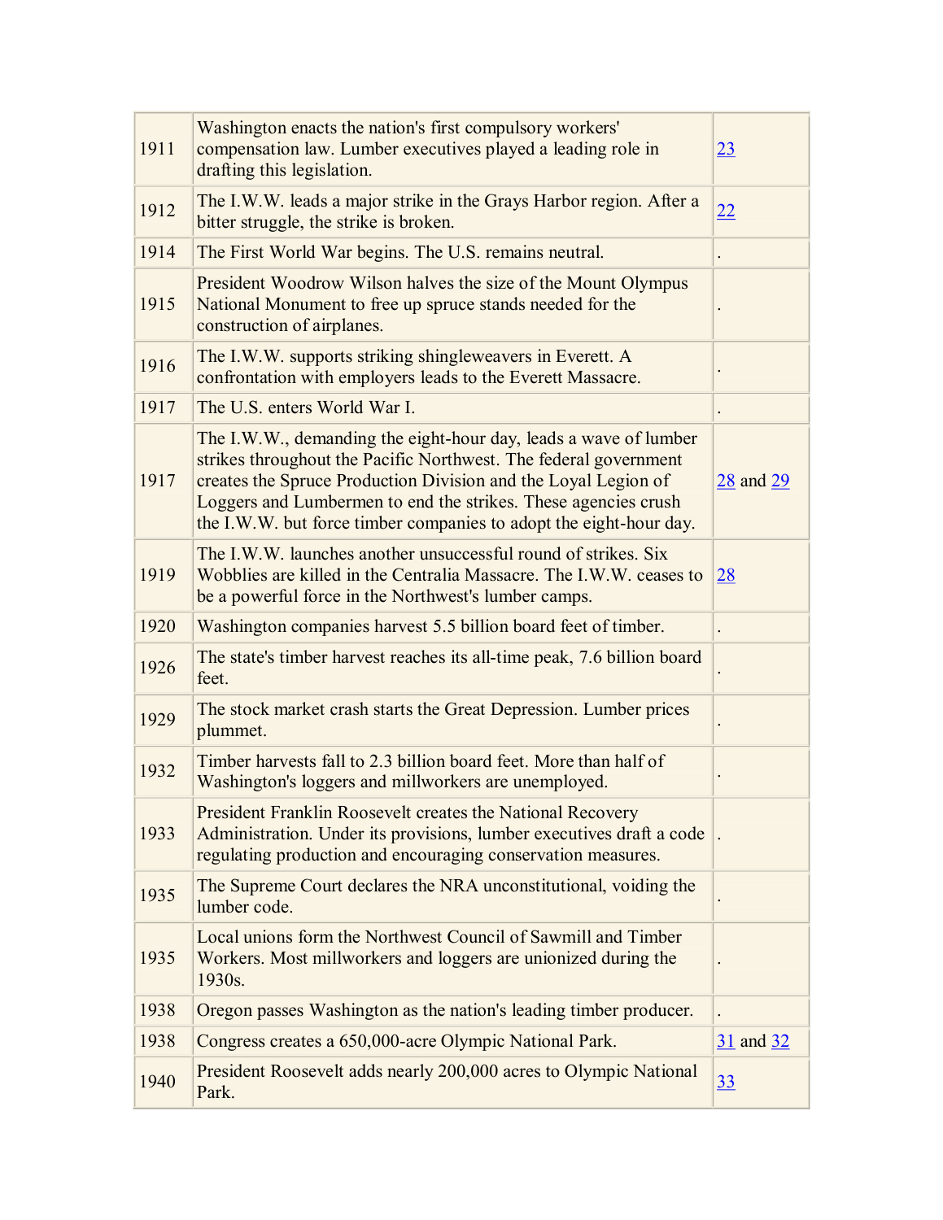| | | |
|---|---|---|
| 1911 | Washington enacts the nation's first compulsory workers' compensation law. Lumber executives played a leading role in drafting this legislation. | 23 |
| 1912 | The I.W.W. leads a major strike in the Grays Harbor region. After a bitter struggle, the strike is broken. | 22 |
| 1914 | The First World War begins. The U.S. remains neutral. | . |
| 1915 | President Woodrow Wilson halves the size of the Mount Olympus National Monument to free up spruce stands needed for the construction of airplanes. | . |
| 1916 | The I.W.W. supports striking shingleweavers in Everett. A confrontation with employers leads to the Everett Massacre. | . |
| 1917 | The U.S. enters World War I. | . |
| 1917 | The I.W.W., demanding the eight-hour day, leads a wave of lumber strikes throughout the Pacific Northwest. The federal government creates the Spruce Production Division and the Loyal Legion of Loggers and Lumbermen to end the strikes. These agencies crush the I.W.W. but force timber companies to adopt the eight-hour day. | 28 and 29 |
| 1919 | The I.W.W. launches another unsuccessful round of strikes. Six Wobblies are killed in the Centralia Massacre. The I.W.W. ceases to be a powerful force in the Northwest's lumber camps. | 28 |
| 1920 | Washington companies harvest 5.5 billion board feet of timber. | . |
| 1926 | The state's timber harvest reaches its all-time peak, 7.6 billion board feet. | . |
| 1929 | The stock market crash starts the Great Depression. Lumber prices plummet. | . |
| 1932 | Timber harvests fall to 2.3 billion board feet. More than half of Washington's loggers and millworkers are unemployed. | . |
| 1933 | President Franklin Roosevelt creates the National Recovery Administration. Under its provisions, lumber executives draft a code regulating production and encouraging conservation measures. | . |
| 1935 | The Supreme Court declares the NRA unconstitutional, voiding the lumber code. | . |
| 1935 | Local unions form the Northwest Council of Sawmill and Timber Workers. Most millworkers and loggers are unionized during the 1930s. | . |
| 1938 | Oregon passes Washington as the nation's leading timber producer. | . |
| 1938 | Congress creates a 650,000-acre Olympic National Park. | 31 and 32 |
| 1940 | President Roosevelt adds nearly 200,000 acres to Olympic National Park. | 33 |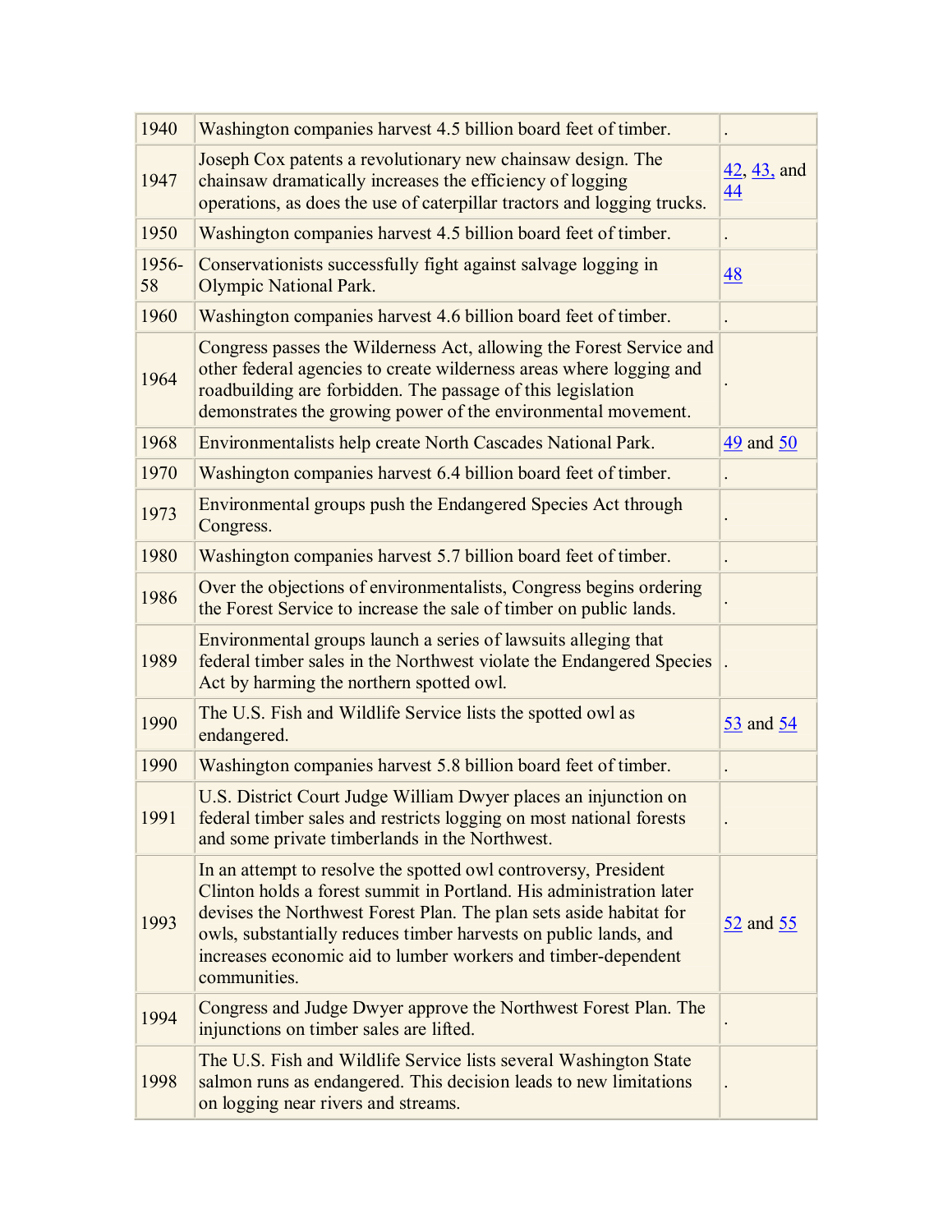| | | |
|---|---|---|
| 1940 | Washington companies harvest 4.5 billion board feet of timber. | . |
| 1947 | Joseph Cox patents a revolutionary new chainsaw design. The chainsaw dramatically increases the efficiency of logging operations, as does the use of caterpillar tractors and logging trucks. | 42, 43, and 44 |
| 1950 | Washington companies harvest 4.5 billion board feet of timber. | . |
| 1956-58 | Conservationists successfully fight against salvage logging in Olympic National Park. | 48 |
| 1960 | Washington companies harvest 4.6 billion board feet of timber. | . |
| 1964 | Congress passes the Wilderness Act, allowing the Forest Service and other federal agencies to create wilderness areas where logging and roadbuilding are forbidden. The passage of this legislation demonstrates the growing power of the environmental movement. | . |
| 1968 | Environmentalists help create North Cascades National Park. | 49 and 50 |
| 1970 | Washington companies harvest 6.4 billion board feet of timber. | . |
| 1973 | Environmental groups push the Endangered Species Act through Congress. | . |
| 1980 | Washington companies harvest 5.7 billion board feet of timber. | . |
| 1986 | Over the objections of environmentalists, Congress begins ordering the Forest Service to increase the sale of timber on public lands. | . |
| 1989 | Environmental groups launch a series of lawsuits alleging that federal timber sales in the Northwest violate the Endangered Species Act by harming the northern spotted owl. | . |
| 1990 | The U.S. Fish and Wildlife Service lists the spotted owl as endangered. | 53 and 54 |
| 1990 | Washington companies harvest 5.8 billion board feet of timber. | . |
| 1991 | U.S. District Court Judge William Dwyer places an injunction on federal timber sales and restricts logging on most national forests and some private timberlands in the Northwest. | . |
| 1993 | In an attempt to resolve the spotted owl controversy, President Clinton holds a forest summit in Portland. His administration later devises the Northwest Forest Plan. The plan sets aside habitat for owls, substantially reduces timber harvests on public lands, and increases economic aid to lumber workers and timber-dependent communities. | 52 and 55 |
| 1994 | Congress and Judge Dwyer approve the Northwest Forest Plan. The injunctions on timber sales are lifted. | . |
| 1998 | The U.S. Fish and Wildlife Service lists several Washington State salmon runs as endangered. This decision leads to new limitations on logging near rivers and streams. | . |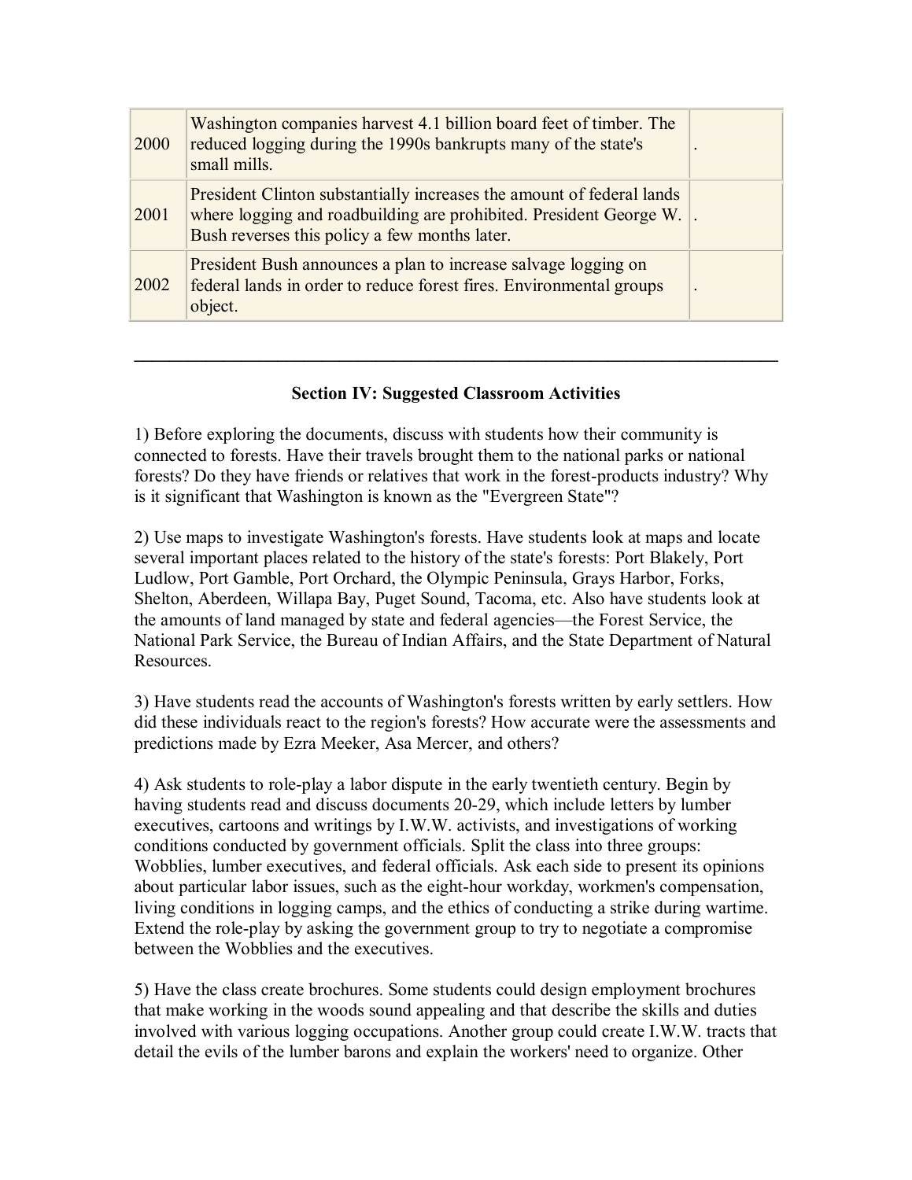| | | |
|---|---|---|
| 2000 | Washington companies harvest 4.1 billion board feet of timber. The reduced logging during the 1990s bankrupts many of the state's small mills. | . |
| 2001 | President Clinton substantially increases the amount of federal lands where logging and roadbuilding are prohibited. President George W. Bush reverses this policy a few months later. | . |
| 2002 | President Bush announces a plan to increase salvage logging on federal lands in order to reduce forest fires. Environmental groups object. | . |

---

## Section IV: Suggested Classroom Activities

1) Before exploring the documents, discuss with students how their community is connected to forests. Have their travels brought them to the national parks or national forests? Do they have friends or relatives that work in the forest-products industry? Why is it significant that Washington is known as the "Evergreen State"?

2) Use maps to investigate Washington's forests. Have students look at maps and locate several important places related to the history of the state's forests: Port Blakely, Port Ludlow, Port Gamble, Port Orchard, the Olympic Peninsula, Grays Harbor, Forks, Shelton, Aberdeen, Willapa Bay, Puget Sound, Tacoma, etc. Also have students look at the amounts of land managed by state and federal agencies—the Forest Service, the National Park Service, the Bureau of Indian Affairs, and the State Department of Natural Resources.

3) Have students read the accounts of Washington's forests written by early settlers. How did these individuals react to the region's forests? How accurate were the assessments and predictions made by Ezra Meeker, Asa Mercer, and others?

4) Ask students to role-play a labor dispute in the early twentieth century. Begin by having students read and discuss documents 20-29, which include letters by lumber executives, cartoons and writings by I.W.W. activists, and investigations of working conditions conducted by government officials. Split the class into three groups: Wobblies, lumber executives, and federal officials. Ask each side to present its opinions about particular labor issues, such as the eight-hour workday, workmen's compensation, living conditions in logging camps, and the ethics of conducting a strike during wartime. Extend the role-play by asking the government group to try to negotiate a compromise between the Wobblies and the executives.

5) Have the class create brochures. Some students could design employment brochures that make working in the woods sound appealing and that describe the skills and duties involved with various logging occupations. Another group could create I.W.W. tracts that detail the evils of the lumber barons and explain the workers' need to organize. Other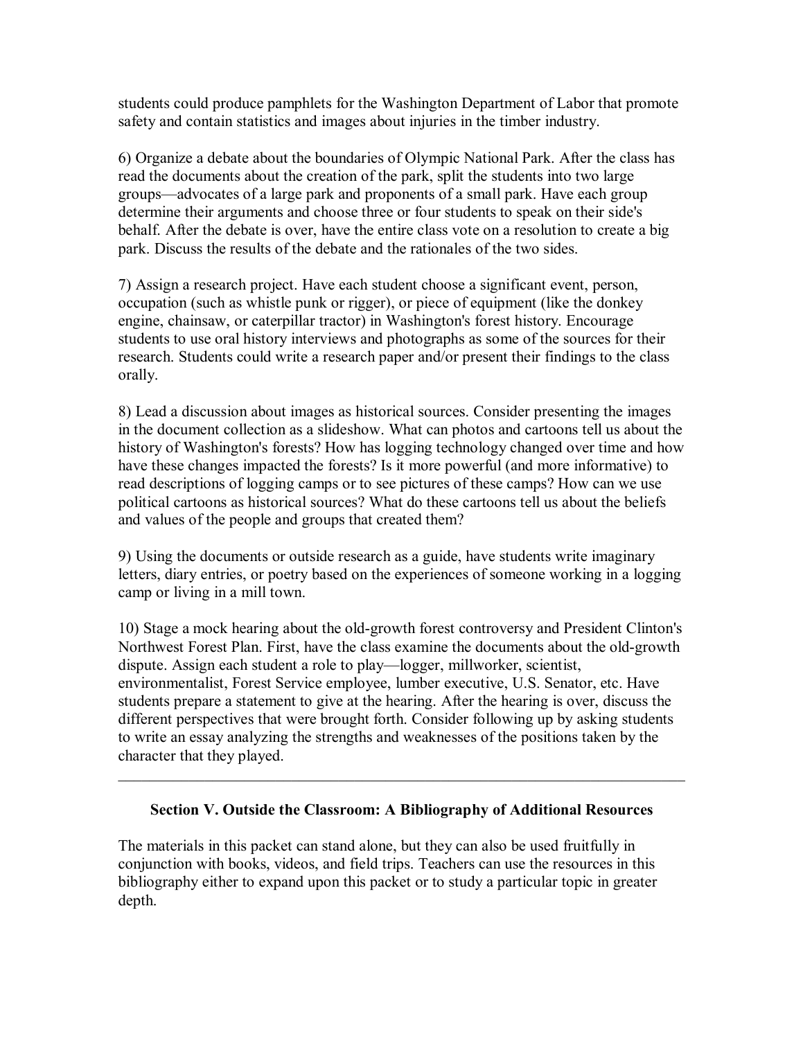students could produce pamphlets for the Washington Department of Labor that promote safety and contain statistics and images about injuries in the timber industry.

6) Organize a debate about the boundaries of Olympic National Park. After the class has read the documents about the creation of the park, split the students into two large groups—advocates of a large park and proponents of a small park. Have each group determine their arguments and choose three or four students to speak on their side's behalf. After the debate is over, have the entire class vote on a resolution to create a big park. Discuss the results of the debate and the rationales of the two sides.

7) Assign a research project. Have each student choose a significant event, person, occupation (such as whistle punk or rigger), or piece of equipment (like the donkey engine, chainsaw, or caterpillar tractor) in Washington's forest history. Encourage students to use oral history interviews and photographs as some of the sources for their research. Students could write a research paper and/or present their findings to the class orally.

8) Lead a discussion about images as historical sources. Consider presenting the images in the document collection as a slideshow. What can photos and cartoons tell us about the history of Washington's forests? How has logging technology changed over time and how have these changes impacted the forests? Is it more powerful (and more informative) to read descriptions of logging camps or to see pictures of these camps? How can we use political cartoons as historical sources? What do these cartoons tell us about the beliefs and values of the people and groups that created them?

9) Using the documents or outside research as a guide, have students write imaginary letters, diary entries, or poetry based on the experiences of someone working in a logging camp or living in a mill town.

10) Stage a mock hearing about the old-growth forest controversy and President Clinton's Northwest Forest Plan. First, have the class examine the documents about the old-growth dispute. Assign each student a role to play—logger, millworker, scientist, environmentalist, Forest Service employee, lumber executive, U.S. Senator, etc. Have students prepare a statement to give at the hearing. After the hearing is over, discuss the different perspectives that were brought forth. Consider following up by asking students to write an essay analyzing the strengths and weaknesses of the positions taken by the character that they played.

---

## Section V. Outside the Classroom: A Bibliography of Additional Resources

The materials in this packet can stand alone, but they can also be used fruitfully in conjunction with books, videos, and field trips. Teachers can use the resources in this bibliography either to expand upon this packet or to study a particular topic in greater depth.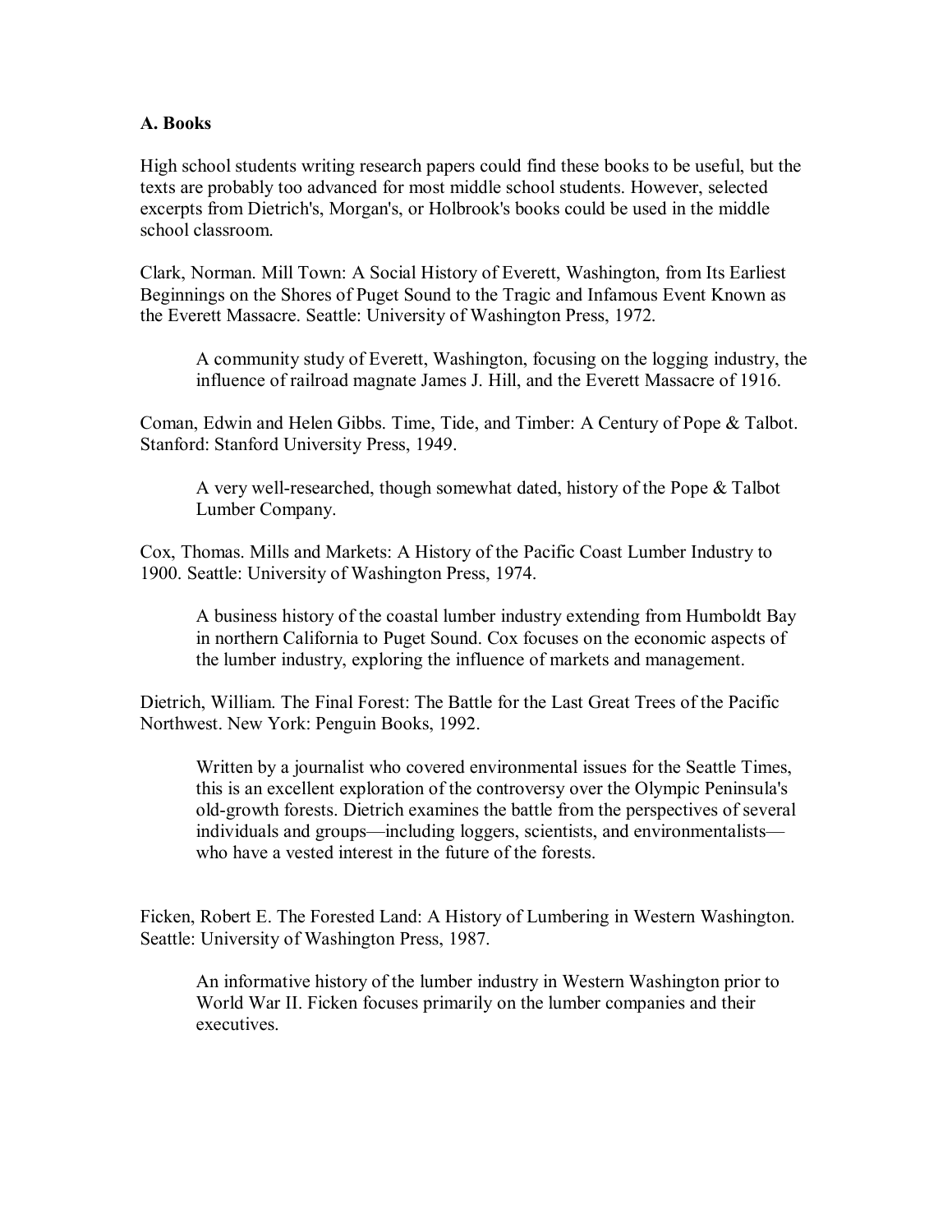**A. Books**

High school students writing research papers could find these books to be useful, but the texts are probably too advanced for most middle school students. However, selected excerpts from Dietrich's, Morgan's, or Holbrook's books could be used in the middle school classroom.

Clark, Norman. Mill Town: A Social History of Everett, Washington, from Its Earliest Beginnings on the Shores of Puget Sound to the Tragic and Infamous Event Known as the Everett Massacre. Seattle: University of Washington Press, 1972.

> A community study of Everett, Washington, focusing on the logging industry, the influence of railroad magnate James J. Hill, and the Everett Massacre of 1916.

Coman, Edwin and Helen Gibbs. Time, Tide, and Timber: A Century of Pope & Talbot. Stanford: Stanford University Press, 1949.

> A very well-researched, though somewhat dated, history of the Pope & Talbot Lumber Company.

Cox, Thomas. Mills and Markets: A History of the Pacific Coast Lumber Industry to 1900. Seattle: University of Washington Press, 1974.

> A business history of the coastal lumber industry extending from Humboldt Bay in northern California to Puget Sound. Cox focuses on the economic aspects of the lumber industry, exploring the influence of markets and management.

Dietrich, William. The Final Forest: The Battle for the Last Great Trees of the Pacific Northwest. New York: Penguin Books, 1992.

> Written by a journalist who covered environmental issues for the Seattle Times, this is an excellent exploration of the controversy over the Olympic Peninsula's old-growth forests. Dietrich examines the battle from the perspectives of several individuals and groups—including loggers, scientists, and environmentalists—who have a vested interest in the future of the forests.

Ficken, Robert E. The Forested Land: A History of Lumbering in Western Washington. Seattle: University of Washington Press, 1987.

> An informative history of the lumber industry in Western Washington prior to World War II. Ficken focuses primarily on the lumber companies and their executives.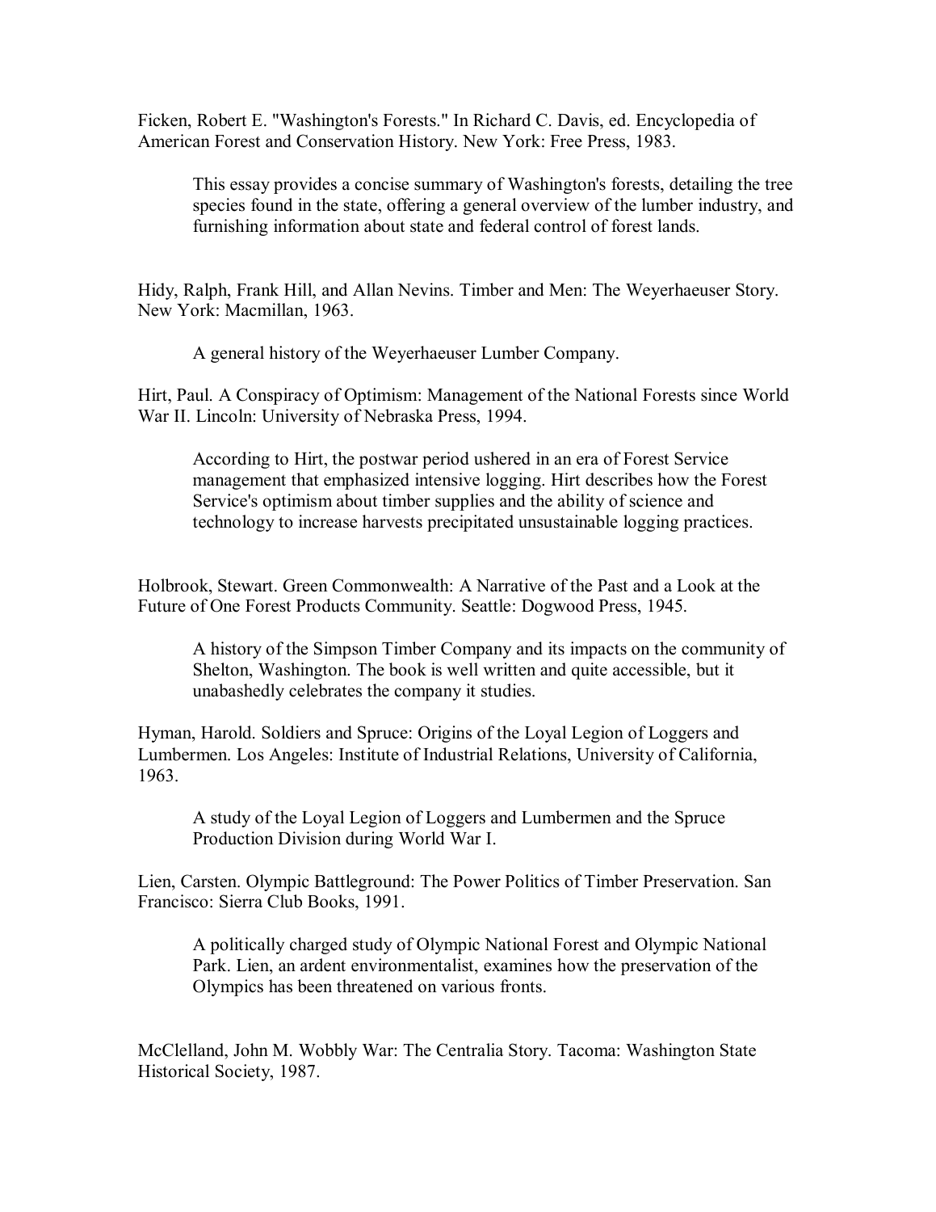Ficken, Robert E. "Washington's Forests." In Richard C. Davis, ed. Encyclopedia of American Forest and Conservation History. New York: Free Press, 1983.

> This essay provides a concise summary of Washington's forests, detailing the tree species found in the state, offering a general overview of the lumber industry, and furnishing information about state and federal control of forest lands.

Hidy, Ralph, Frank Hill, and Allan Nevins. Timber and Men: The Weyerhaeuser Story. New York: Macmillan, 1963.

> A general history of the Weyerhaeuser Lumber Company.

Hirt, Paul. A Conspiracy of Optimism: Management of the National Forests since World War II. Lincoln: University of Nebraska Press, 1994.

> According to Hirt, the postwar period ushered in an era of Forest Service management that emphasized intensive logging. Hirt describes how the Forest Service's optimism about timber supplies and the ability of science and technology to increase harvests precipitated unsustainable logging practices.

Holbrook, Stewart. Green Commonwealth: A Narrative of the Past and a Look at the Future of One Forest Products Community. Seattle: Dogwood Press, 1945.

> A history of the Simpson Timber Company and its impacts on the community of Shelton, Washington. The book is well written and quite accessible, but it unabashedly celebrates the company it studies.

Hyman, Harold. Soldiers and Spruce: Origins of the Loyal Legion of Loggers and Lumbermen. Los Angeles: Institute of Industrial Relations, University of California, 1963.

> A study of the Loyal Legion of Loggers and Lumbermen and the Spruce Production Division during World War I.

Lien, Carsten. Olympic Battleground: The Power Politics of Timber Preservation. San Francisco: Sierra Club Books, 1991.

> A politically charged study of Olympic National Forest and Olympic National Park. Lien, an ardent environmentalist, examines how the preservation of the Olympics has been threatened on various fronts.

McClelland, John M. Wobbly War: The Centralia Story. Tacoma: Washington State Historical Society, 1987.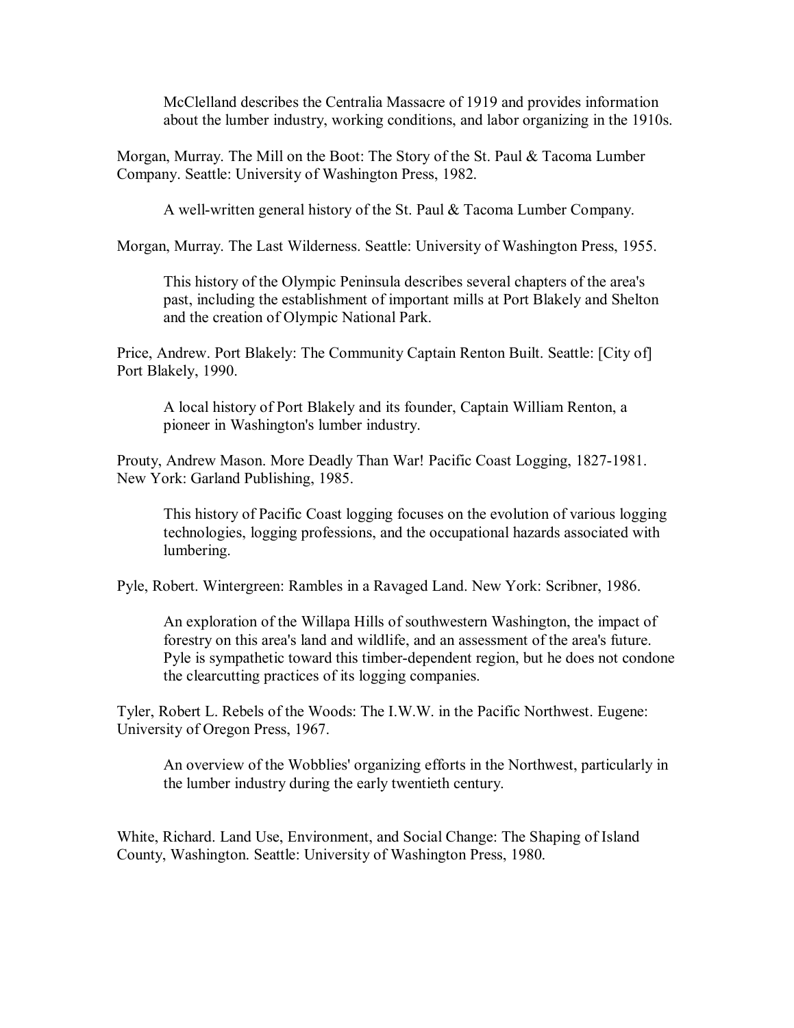McClelland describes the Centralia Massacre of 1919 and provides information about the lumber industry, working conditions, and labor organizing in the 1910s.

Morgan, Murray. The Mill on the Boot: The Story of the St. Paul & Tacoma Lumber Company. Seattle: University of Washington Press, 1982.

A well-written general history of the St. Paul & Tacoma Lumber Company.

Morgan, Murray. The Last Wilderness. Seattle: University of Washington Press, 1955.

This history of the Olympic Peninsula describes several chapters of the area's past, including the establishment of important mills at Port Blakely and Shelton and the creation of Olympic National Park.

Price, Andrew. Port Blakely: The Community Captain Renton Built. Seattle: [City of] Port Blakely, 1990.

A local history of Port Blakely and its founder, Captain William Renton, a pioneer in Washington's lumber industry.

Prouty, Andrew Mason. More Deadly Than War! Pacific Coast Logging, 1827-1981. New York: Garland Publishing, 1985.

This history of Pacific Coast logging focuses on the evolution of various logging technologies, logging professions, and the occupational hazards associated with lumbering.

Pyle, Robert. Wintergreen: Rambles in a Ravaged Land. New York: Scribner, 1986.

An exploration of the Willapa Hills of southwestern Washington, the impact of forestry on this area's land and wildlife, and an assessment of the area's future. Pyle is sympathetic toward this timber-dependent region, but he does not condone the clearcutting practices of its logging companies.

Tyler, Robert L. Rebels of the Woods: The I.W.W. in the Pacific Northwest. Eugene: University of Oregon Press, 1967.

An overview of the Wobblies' organizing efforts in the Northwest, particularly in the lumber industry during the early twentieth century.

White, Richard. Land Use, Environment, and Social Change: The Shaping of Island County, Washington. Seattle: University of Washington Press, 1980.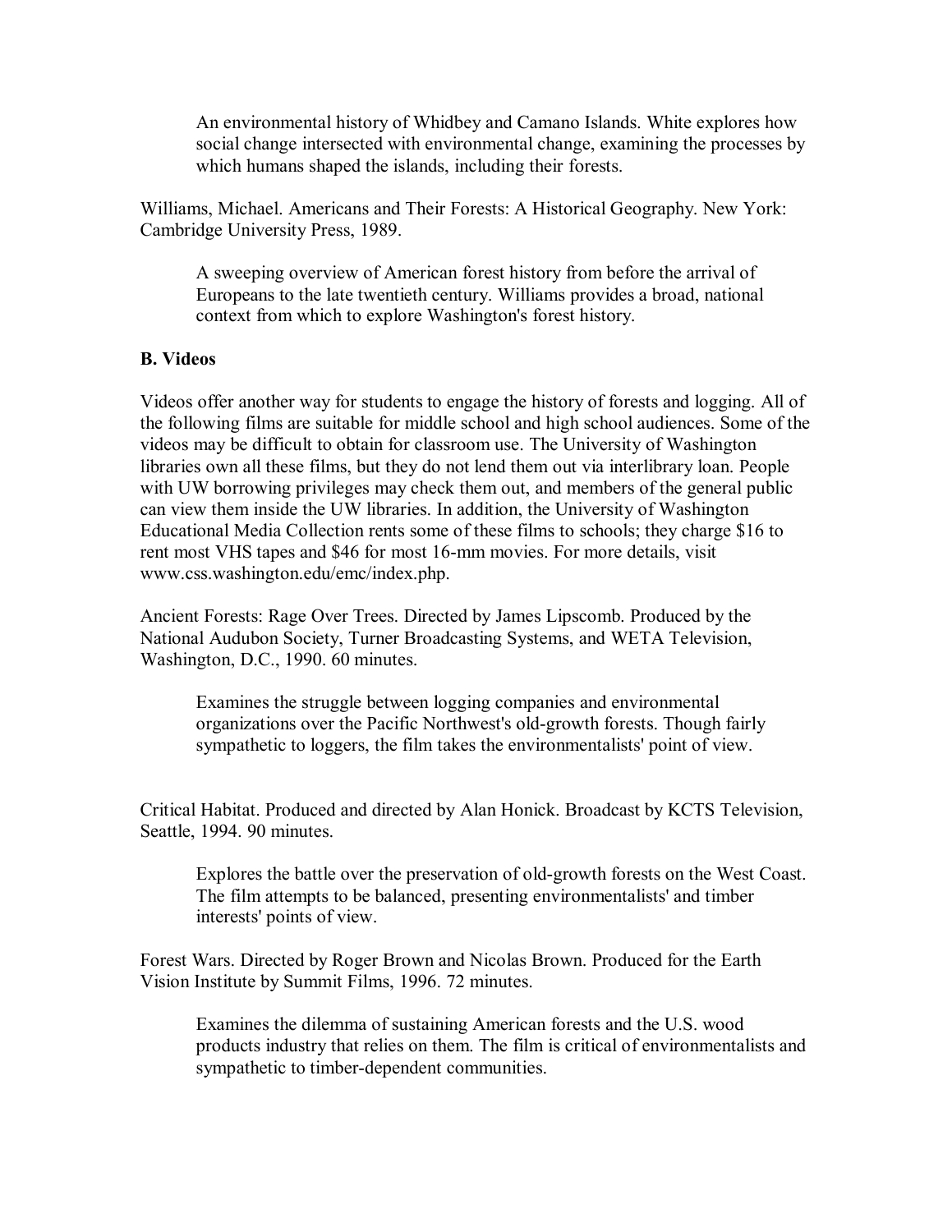An environmental history of Whidbey and Camano Islands. White explores how social change intersected with environmental change, examining the processes by which humans shaped the islands, including their forests.

Williams, Michael. Americans and Their Forests: A Historical Geography. New York: Cambridge University Press, 1989.

A sweeping overview of American forest history from before the arrival of Europeans to the late twentieth century. Williams provides a broad, national context from which to explore Washington's forest history.

**B. Videos**

Videos offer another way for students to engage the history of forests and logging. All of the following films are suitable for middle school and high school audiences. Some of the videos may be difficult to obtain for classroom use. The University of Washington libraries own all these films, but they do not lend them out via interlibrary loan. People with UW borrowing privileges may check them out, and members of the general public can view them inside the UW libraries. In addition, the University of Washington Educational Media Collection rents some of these films to schools; they charge $16 to rent most VHS tapes and $46 for most 16-mm movies. For more details, visit www.css.washington.edu/emc/index.php.

Ancient Forests: Rage Over Trees. Directed by James Lipscomb. Produced by the National Audubon Society, Turner Broadcasting Systems, and WETA Television, Washington, D.C., 1990. 60 minutes.

Examines the struggle between logging companies and environmental organizations over the Pacific Northwest's old-growth forests. Though fairly sympathetic to loggers, the film takes the environmentalists' point of view.

Critical Habitat. Produced and directed by Alan Honick. Broadcast by KCTS Television, Seattle, 1994. 90 minutes.

Explores the battle over the preservation of old-growth forests on the West Coast. The film attempts to be balanced, presenting environmentalists' and timber interests' points of view.

Forest Wars. Directed by Roger Brown and Nicolas Brown. Produced for the Earth Vision Institute by Summit Films, 1996. 72 minutes.

Examines the dilemma of sustaining American forests and the U.S. wood products industry that relies on them. The film is critical of environmentalists and sympathetic to timber-dependent communities.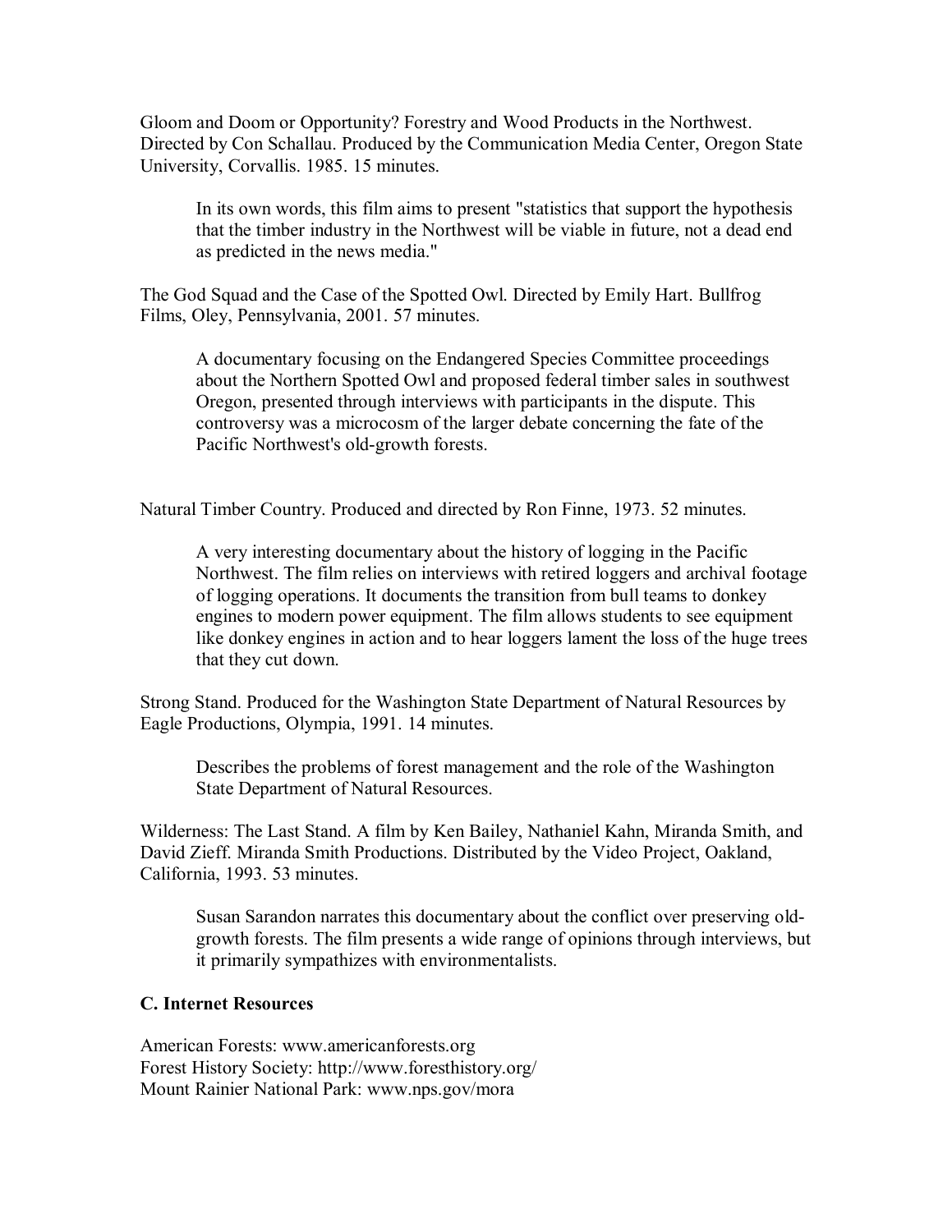Gloom and Doom or Opportunity? Forestry and Wood Products in the Northwest. Directed by Con Schallau. Produced by the Communication Media Center, Oregon State University, Corvallis. 1985. 15 minutes.

> In its own words, this film aims to present "statistics that support the hypothesis that the timber industry in the Northwest will be viable in future, not a dead end as predicted in the news media."

The God Squad and the Case of the Spotted Owl. Directed by Emily Hart. Bullfrog Films, Oley, Pennsylvania, 2001. 57 minutes.

> A documentary focusing on the Endangered Species Committee proceedings about the Northern Spotted Owl and proposed federal timber sales in southwest Oregon, presented through interviews with participants in the dispute. This controversy was a microcosm of the larger debate concerning the fate of the Pacific Northwest's old-growth forests.

Natural Timber Country. Produced and directed by Ron Finne, 1973. 52 minutes.

> A very interesting documentary about the history of logging in the Pacific Northwest. The film relies on interviews with retired loggers and archival footage of logging operations. It documents the transition from bull teams to donkey engines to modern power equipment. The film allows students to see equipment like donkey engines in action and to hear loggers lament the loss of the huge trees that they cut down.

Strong Stand. Produced for the Washington State Department of Natural Resources by Eagle Productions, Olympia, 1991. 14 minutes.

> Describes the problems of forest management and the role of the Washington State Department of Natural Resources.

Wilderness: The Last Stand. A film by Ken Bailey, Nathaniel Kahn, Miranda Smith, and David Zieff. Miranda Smith Productions. Distributed by the Video Project, Oakland, California, 1993. 53 minutes.

> Susan Sarandon narrates this documentary about the conflict over preserving old-growth forests. The film presents a wide range of opinions through interviews, but it primarily sympathizes with environmentalists.

### C. Internet Resources

American Forests: www.americanforests.org
Forest History Society: http://www.foresthistory.org/
Mount Rainier National Park: www.nps.gov/mora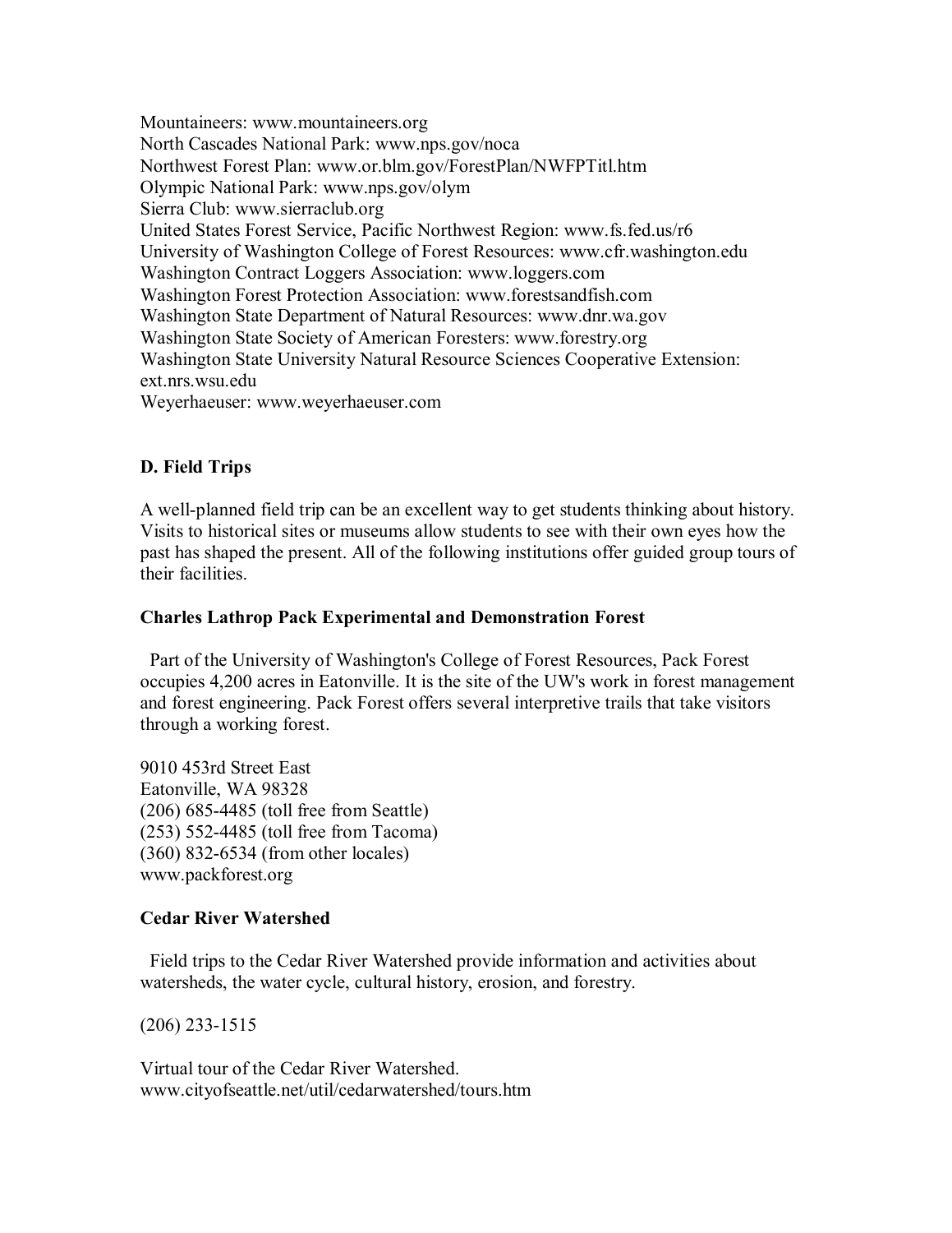Mountaineers: www.mountaineers.org
North Cascades National Park: www.nps.gov/noca
Northwest Forest Plan: www.or.blm.gov/ForestPlan/NWFPTitl.htm
Olympic National Park: www.nps.gov/olym
Sierra Club: www.sierraclub.org
United States Forest Service, Pacific Northwest Region: www.fs.fed.us/r6
University of Washington College of Forest Resources: www.cfr.washington.edu
Washington Contract Loggers Association: www.loggers.com
Washington Forest Protection Association: www.forestsandfish.com
Washington State Department of Natural Resources: www.dnr.wa.gov
Washington State Society of American Foresters: www.forestry.org
Washington State University Natural Resource Sciences Cooperative Extension: ext.nrs.wsu.edu
Weyerhaeuser: www.weyerhaeuser.com

## D. Field Trips

A well-planned field trip can be an excellent way to get students thinking about history. Visits to historical sites or museums allow students to see with their own eyes how the past has shaped the present. All of the following institutions offer guided group tours of their facilities.

### Charles Lathrop Pack Experimental and Demonstration Forest

Part of the University of Washington's College of Forest Resources, Pack Forest occupies 4,200 acres in Eatonville. It is the site of the UW's work in forest management and forest engineering. Pack Forest offers several interpretive trails that take visitors through a working forest.

9010 453rd Street East
Eatonville, WA 98328
(206) 685-4485 (toll free from Seattle)
(253) 552-4485 (toll free from Tacoma)
(360) 832-6534 (from other locales)
www.packforest.org

### Cedar River Watershed

Field trips to the Cedar River Watershed provide information and activities about watersheds, the water cycle, cultural history, erosion, and forestry.

(206) 233-1515

Virtual tour of the Cedar River Watershed.
www.cityofseattle.net/util/cedarwatershed/tours.htm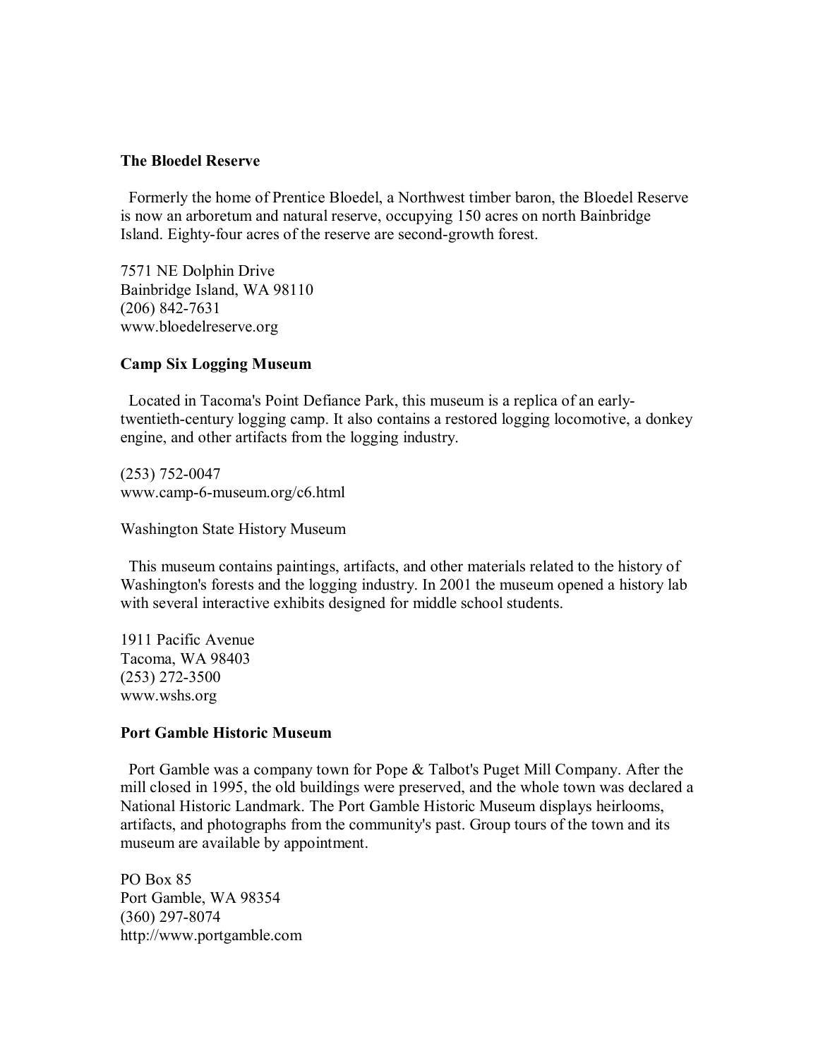**The Bloedel Reserve**

Formerly the home of Prentice Bloedel, a Northwest timber baron, the Bloedel Reserve is now an arboretum and natural reserve, occupying 150 acres on north Bainbridge Island. Eighty-four acres of the reserve are second-growth forest.

7571 NE Dolphin Drive
Bainbridge Island, WA 98110
(206) 842-7631
www.bloedelreserve.org

**Camp Six Logging Museum**

Located in Tacoma's Point Defiance Park, this museum is a replica of an early-twentieth-century logging camp. It also contains a restored logging locomotive, a donkey engine, and other artifacts from the logging industry.

(253) 752-0047
www.camp-6-museum.org/c6.html

Washington State History Museum

This museum contains paintings, artifacts, and other materials related to the history of Washington's forests and the logging industry. In 2001 the museum opened a history lab with several interactive exhibits designed for middle school students.

1911 Pacific Avenue
Tacoma, WA 98403
(253) 272-3500
www.wshs.org

**Port Gamble Historic Museum**

Port Gamble was a company town for Pope & Talbot's Puget Mill Company. After the mill closed in 1995, the old buildings were preserved, and the whole town was declared a National Historic Landmark. The Port Gamble Historic Museum displays heirlooms, artifacts, and photographs from the community's past. Group tours of the town and its museum are available by appointment.

PO Box 85
Port Gamble, WA 98354
(360) 297-8074
http://www.portgamble.com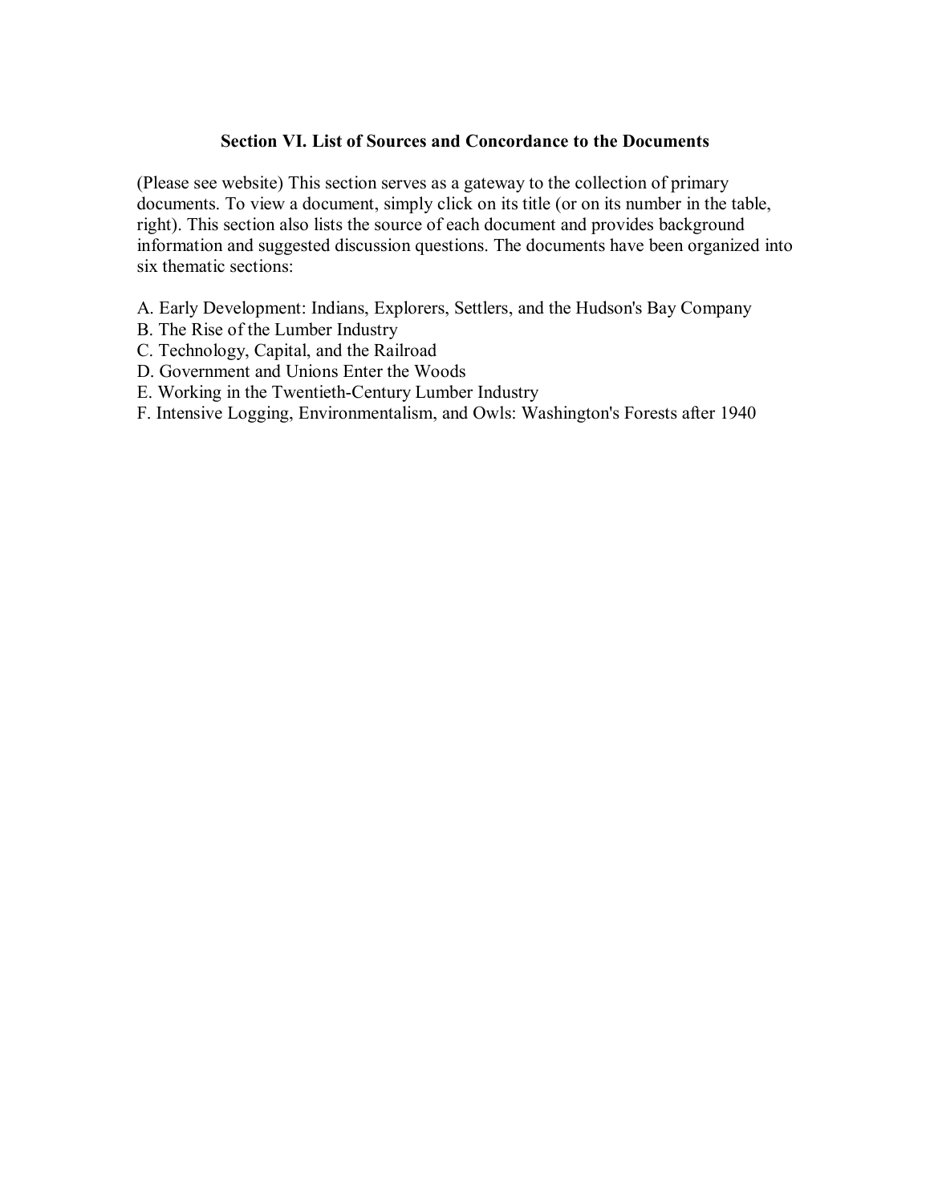## Section VI. List of Sources and Concordance to the Documents

(Please see website) This section serves as a gateway to the collection of primary documents. To view a document, simply click on its title (or on its number in the table, right). This section also lists the source of each document and provides background information and suggested discussion questions. The documents have been organized into six thematic sections:

A. Early Development: Indians, Explorers, Settlers, and the Hudson's Bay Company
B. The Rise of the Lumber Industry
C. Technology, Capital, and the Railroad
D. Government and Unions Enter the Woods
E. Working in the Twentieth-Century Lumber Industry
F. Intensive Logging, Environmentalism, and Owls: Washington's Forests after 1940